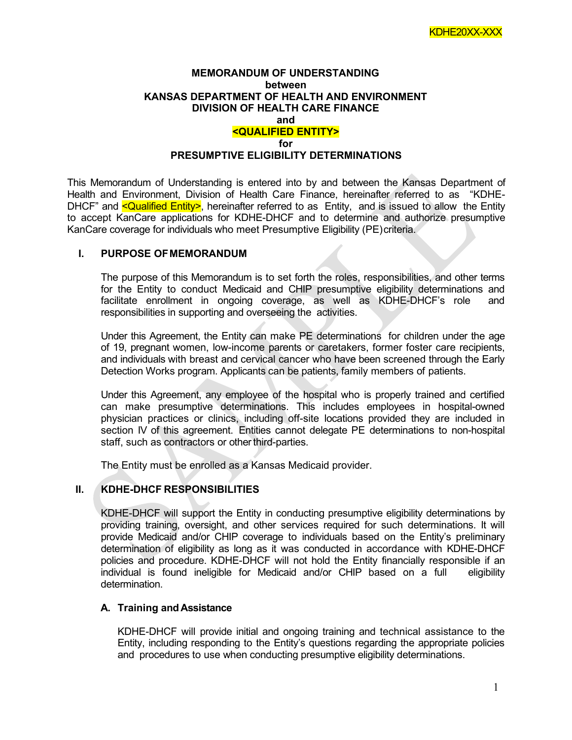KDHE20XX-XXX

**MEMORANDUM OF UNDERSTANDING**
**between**
**KANSAS DEPARTMENT OF HEALTH AND ENVIRONMENT**
**DIVISION OF HEALTH CARE FINANCE**
**and**
**<QUALIFIED ENTITY>**
**for**
**PRESUMPTIVE ELIGIBILITY DETERMINATIONS**

This Memorandum of Understanding is entered into by and between the Kansas Department of Health and Environment, Division of Health Care Finance, hereinafter referred to as "KDHE-DHCF" and <Qualified Entity>, hereinafter referred to as Entity, and is issued to allow the Entity to accept KanCare applications for KDHE-DHCF and to determine and authorize presumptive KanCare coverage for individuals who meet Presumptive Eligibility (PE) criteria.

## I. PURPOSE OF MEMORANDUM

The purpose of this Memorandum is to set forth the roles, responsibilities, and other terms for the Entity to conduct Medicaid and CHIP presumptive eligibility determinations and facilitate enrollment in ongoing coverage, as well as KDHE-DHCF's role and responsibilities in supporting and overseeing the activities.

Under this Agreement, the Entity can make PE determinations for children under the age of 19, pregnant women, low-income parents or caretakers, former foster care recipients, and individuals with breast and cervical cancer who have been screened through the Early Detection Works program. Applicants can be patients, family members of patients.

Under this Agreement, any employee of the hospital who is properly trained and certified can make presumptive determinations. This includes employees in hospital-owned physician practices or clinics, including off-site locations provided they are included in section IV of this agreement. Entities cannot delegate PE determinations to non-hospital staff, such as contractors or other third-parties.

The Entity must be enrolled as a Kansas Medicaid provider.

## II. KDHE-DHCF RESPONSIBILITIES

KDHE-DHCF will support the Entity in conducting presumptive eligibility determinations by providing training, oversight, and other services required for such determinations. It will provide Medicaid and/or CHIP coverage to individuals based on the Entity's preliminary determination of eligibility as long as it was conducted in accordance with KDHE-DHCF policies and procedure. KDHE-DHCF will not hold the Entity financially responsible if an individual is found ineligible for Medicaid and/or CHIP based on a full eligibility determination.

### A. Training and Assistance

KDHE-DHCF will provide initial and ongoing training and technical assistance to the Entity, including responding to the Entity's questions regarding the appropriate policies and procedures to use when conducting presumptive eligibility determinations.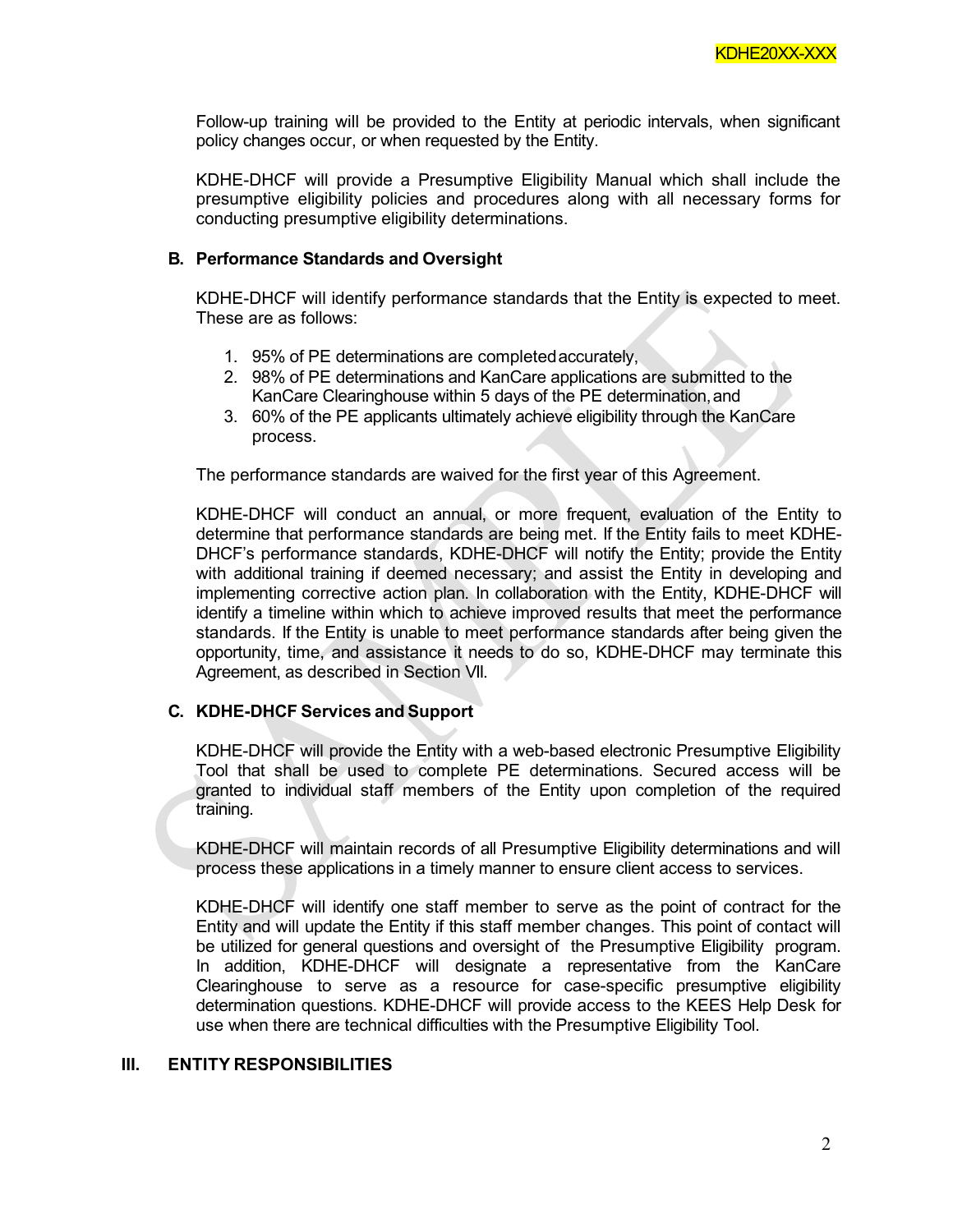Follow-up training will be provided to the Entity at periodic intervals, when significant policy changes occur, or when requested by the Entity.

KDHE-DHCF will provide a Presumptive Eligibility Manual which shall include the presumptive eligibility policies and procedures along with all necessary forms for conducting presumptive eligibility determinations.

### B. Performance Standards and Oversight

KDHE-DHCF will identify performance standards that the Entity is expected to meet. These are as follows:

1. 95% of PE determinations are completed accurately,
2. 98% of PE determinations and KanCare applications are submitted to the KanCare Clearinghouse within 5 days of the PE determination, and
3. 60% of the PE applicants ultimately achieve eligibility through the KanCare process.

The performance standards are waived for the first year of this Agreement.

KDHE-DHCF will conduct an annual, or more frequent, evaluation of the Entity to determine that performance standards are being met. If the Entity fails to meet KDHE-DHCF's performance standards, KDHE-DHCF will notify the Entity; provide the Entity with additional training if deemed necessary; and assist the Entity in developing and implementing corrective action plan. In collaboration with the Entity, KDHE-DHCF will identify a timeline within which to achieve improved results that meet the performance standards. If the Entity is unable to meet performance standards after being given the opportunity, time, and assistance it needs to do so, KDHE-DHCF may terminate this Agreement, as described in Section VII.

### C. KDHE-DHCF Services and Support

KDHE-DHCF will provide the Entity with a web-based electronic Presumptive Eligibility Tool that shall be used to complete PE determinations. Secured access will be granted to individual staff members of the Entity upon completion of the required training.

KDHE-DHCF will maintain records of all Presumptive Eligibility determinations and will process these applications in a timely manner to ensure client access to services.

KDHE-DHCF will identify one staff member to serve as the point of contract for the Entity and will update the Entity if this staff member changes. This point of contact will be utilized for general questions and oversight of the Presumptive Eligibility program. In addition, KDHE-DHCF will designate a representative from the KanCare Clearinghouse to serve as a resource for case-specific presumptive eligibility determination questions. KDHE-DHCF will provide access to the KEES Help Desk for use when there are technical difficulties with the Presumptive Eligibility Tool.

## III. ENTITY RESPONSIBILITIES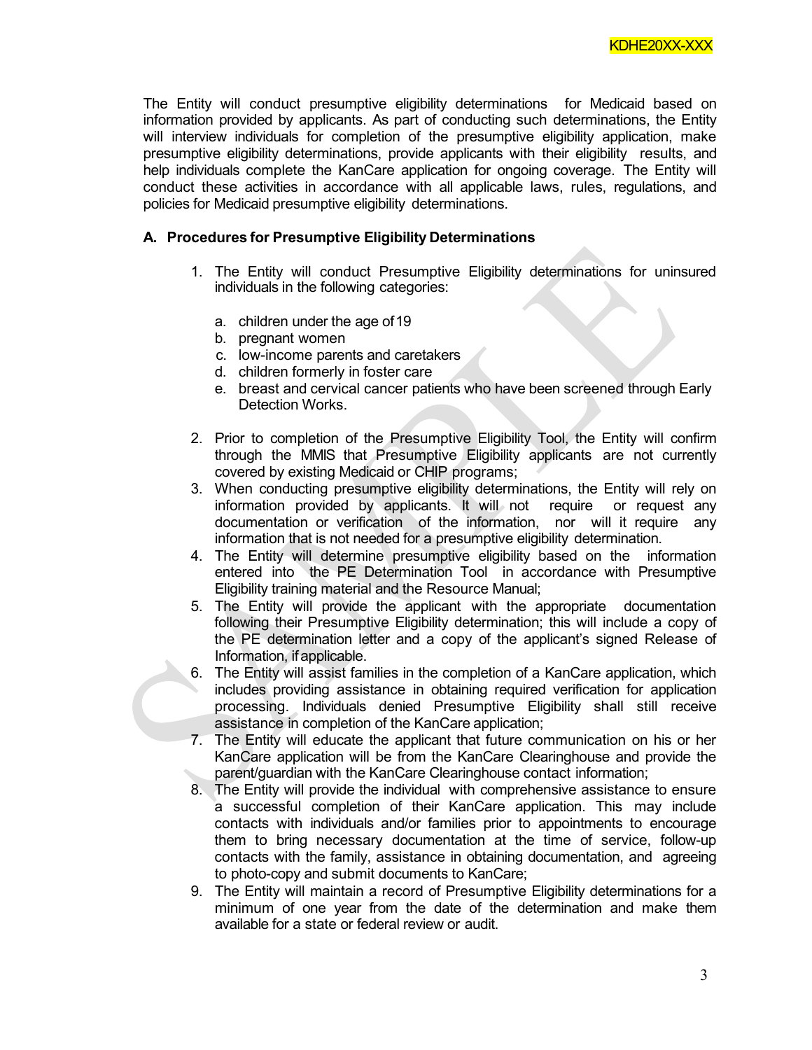The Entity will conduct presumptive eligibility determinations for Medicaid based on information provided by applicants. As part of conducting such determinations, the Entity will interview individuals for completion of the presumptive eligibility application, make presumptive eligibility determinations, provide applicants with their eligibility results, and help individuals complete the KanCare application for ongoing coverage. The Entity will conduct these activities in accordance with all applicable laws, rules, regulations, and policies for Medicaid presumptive eligibility determinations.

**A. Procedures for Presumptive Eligibility Determinations**

1. The Entity will conduct Presumptive Eligibility determinations for uninsured individuals in the following categories:

   a. children under the age of 19
   b. pregnant women
   c. low-income parents and caretakers
   d. children formerly in foster care
   e. breast and cervical cancer patients who have been screened through Early Detection Works.

2. Prior to completion of the Presumptive Eligibility Tool, the Entity will confirm through the MMIS that Presumptive Eligibility applicants are not currently covered by existing Medicaid or CHIP programs;
3. When conducting presumptive eligibility determinations, the Entity will rely on information provided by applicants. It will not require or request any documentation or verification of the information, nor will it require any information that is not needed for a presumptive eligibility determination.
4. The Entity will determine presumptive eligibility based on the information entered into the PE Determination Tool in accordance with Presumptive Eligibility training material and the Resource Manual;
5. The Entity will provide the applicant with the appropriate documentation following their Presumptive Eligibility determination; this will include a copy of the PE determination letter and a copy of the applicant's signed Release of Information, if applicable.
6. The Entity will assist families in the completion of a KanCare application, which includes providing assistance in obtaining required verification for application processing. Individuals denied Presumptive Eligibility shall still receive assistance in completion of the KanCare application;
7. The Entity will educate the applicant that future communication on his or her KanCare application will be from the KanCare Clearinghouse and provide the parent/guardian with the KanCare Clearinghouse contact information;
8. The Entity will provide the individual with comprehensive assistance to ensure a successful completion of their KanCare application. This may include contacts with individuals and/or families prior to appointments to encourage them to bring necessary documentation at the time of service, follow-up contacts with the family, assistance in obtaining documentation, and agreeing to photo-copy and submit documents to KanCare;
9. The Entity will maintain a record of Presumptive Eligibility determinations for a minimum of one year from the date of the determination and make them available for a state or federal review or audit.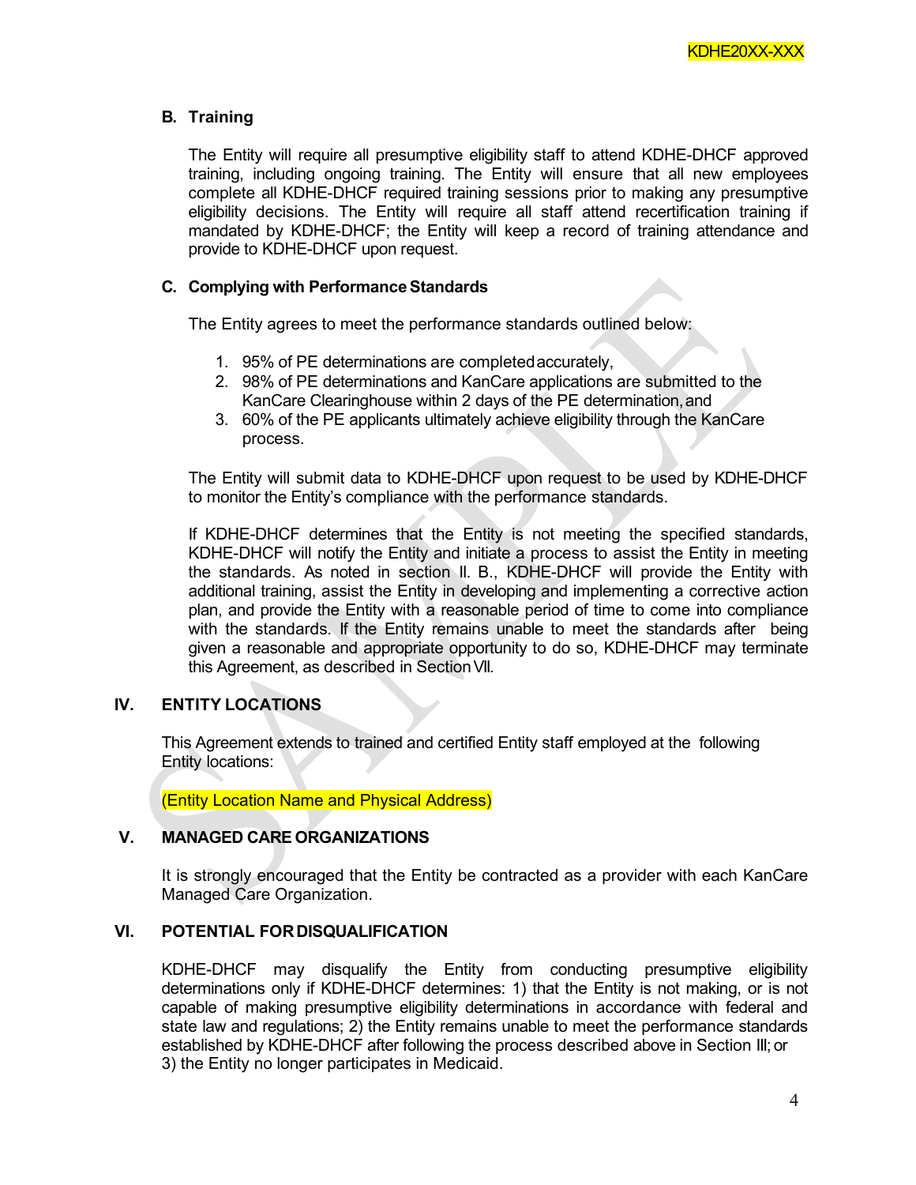### B. Training

The Entity will require all presumptive eligibility staff to attend KDHE-DHCF approved training, including ongoing training. The Entity will ensure that all new employees complete all KDHE-DHCF required training sessions prior to making any presumptive eligibility decisions. The Entity will require all staff attend recertification training if mandated by KDHE-DHCF; the Entity will keep a record of training attendance and provide to KDHE-DHCF upon request.

### C. Complying with Performance Standards

The Entity agrees to meet the performance standards outlined below:

1. 95% of PE determinations are completed accurately,
2. 98% of PE determinations and KanCare applications are submitted to the KanCare Clearinghouse within 2 days of the PE determination, and
3. 60% of the PE applicants ultimately achieve eligibility through the KanCare process.

The Entity will submit data to KDHE-DHCF upon request to be used by KDHE-DHCF to monitor the Entity's compliance with the performance standards.

If KDHE-DHCF determines that the Entity is not meeting the specified standards, KDHE-DHCF will notify the Entity and initiate a process to assist the Entity in meeting the standards. As noted in section II. B., KDHE-DHCF will provide the Entity with additional training, assist the Entity in developing and implementing a corrective action plan, and provide the Entity with a reasonable period of time to come into compliance with the standards. If the Entity remains unable to meet the standards after being given a reasonable and appropriate opportunity to do so, KDHE-DHCF may terminate this Agreement, as described in Section VII.

## IV. ENTITY LOCATIONS

This Agreement extends to trained and certified Entity staff employed at the following Entity locations:

(Entity Location Name and Physical Address)

## V. MANAGED CARE ORGANIZATIONS

It is strongly encouraged that the Entity be contracted as a provider with each KanCare Managed Care Organization.

## VI. POTENTIAL FOR DISQUALIFICATION

KDHE-DHCF may disqualify the Entity from conducting presumptive eligibility determinations only if KDHE-DHCF determines: 1) that the Entity is not making, or is not capable of making presumptive eligibility determinations in accordance with federal and state law and regulations; 2) the Entity remains unable to meet the performance standards established by KDHE-DHCF after following the process described above in Section III; or 3) the Entity no longer participates in Medicaid.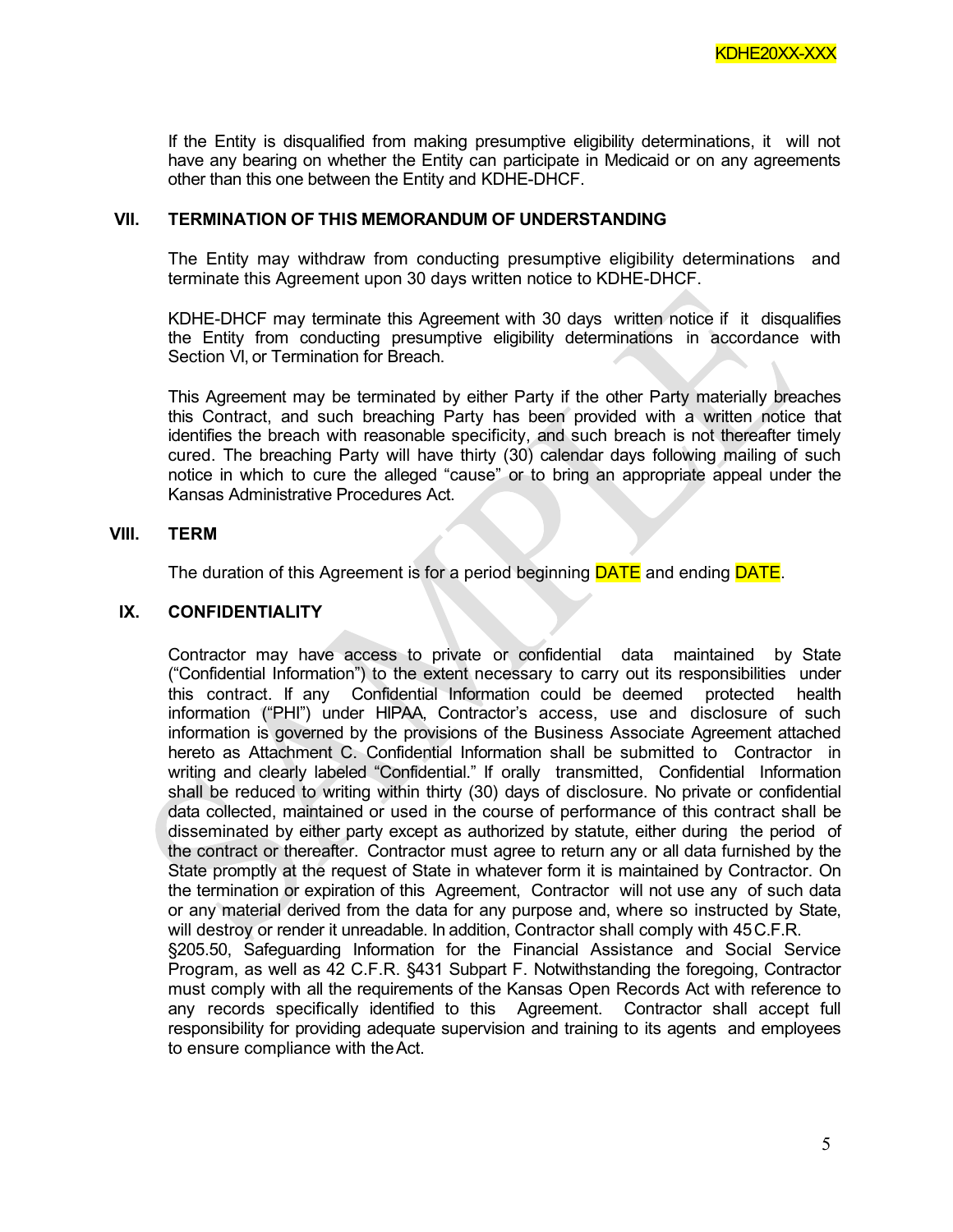If the Entity is disqualified from making presumptive eligibility determinations, it will not have any bearing on whether the Entity can participate in Medicaid or on any agreements other than this one between the Entity and KDHE-DHCF.

## VII. TERMINATION OF THIS MEMORANDUM OF UNDERSTANDING

The Entity may withdraw from conducting presumptive eligibility determinations and terminate this Agreement upon 30 days written notice to KDHE-DHCF.

KDHE-DHCF may terminate this Agreement with 30 days written notice if it disqualifies the Entity from conducting presumptive eligibility determinations in accordance with Section VI, or Termination for Breach.

This Agreement may be terminated by either Party if the other Party materially breaches this Contract, and such breaching Party has been provided with a written notice that identifies the breach with reasonable specificity, and such breach is not thereafter timely cured. The breaching Party will have thirty (30) calendar days following mailing of such notice in which to cure the alleged "cause" or to bring an appropriate appeal under the Kansas Administrative Procedures Act.

## VIII. TERM

The duration of this Agreement is for a period beginning DATE and ending DATE.

## IX. CONFIDENTIALITY

Contractor may have access to private or confidential data maintained by State ("Confidential Information") to the extent necessary to carry out its responsibilities under this contract. If any Confidential Information could be deemed protected health information ("PHI") under HIPAA, Contractor's access, use and disclosure of such information is governed by the provisions of the Business Associate Agreement attached hereto as Attachment C. Confidential Information shall be submitted to Contractor in writing and clearly labeled "Confidential." If orally transmitted, Confidential Information shall be reduced to writing within thirty (30) days of disclosure. No private or confidential data collected, maintained or used in the course of performance of this contract shall be disseminated by either party except as authorized by statute, either during the period of the contract or thereafter. Contractor must agree to return any or all data furnished by the State promptly at the request of State in whatever form it is maintained by Contractor. On the termination or expiration of this Agreement, Contractor will not use any of such data or any material derived from the data for any purpose and, where so instructed by State, will destroy or render it unreadable. In addition, Contractor shall comply with 45 C.F.R. §205.50, Safeguarding Information for the Financial Assistance and Social Service Program, as well as 42 C.F.R. §431 Subpart F. Notwithstanding the foregoing, Contractor must comply with all the requirements of the Kansas Open Records Act with reference to any records specifically identified to this Agreement. Contractor shall accept full responsibility for providing adequate supervision and training to its agents and employees to ensure compliance with the Act.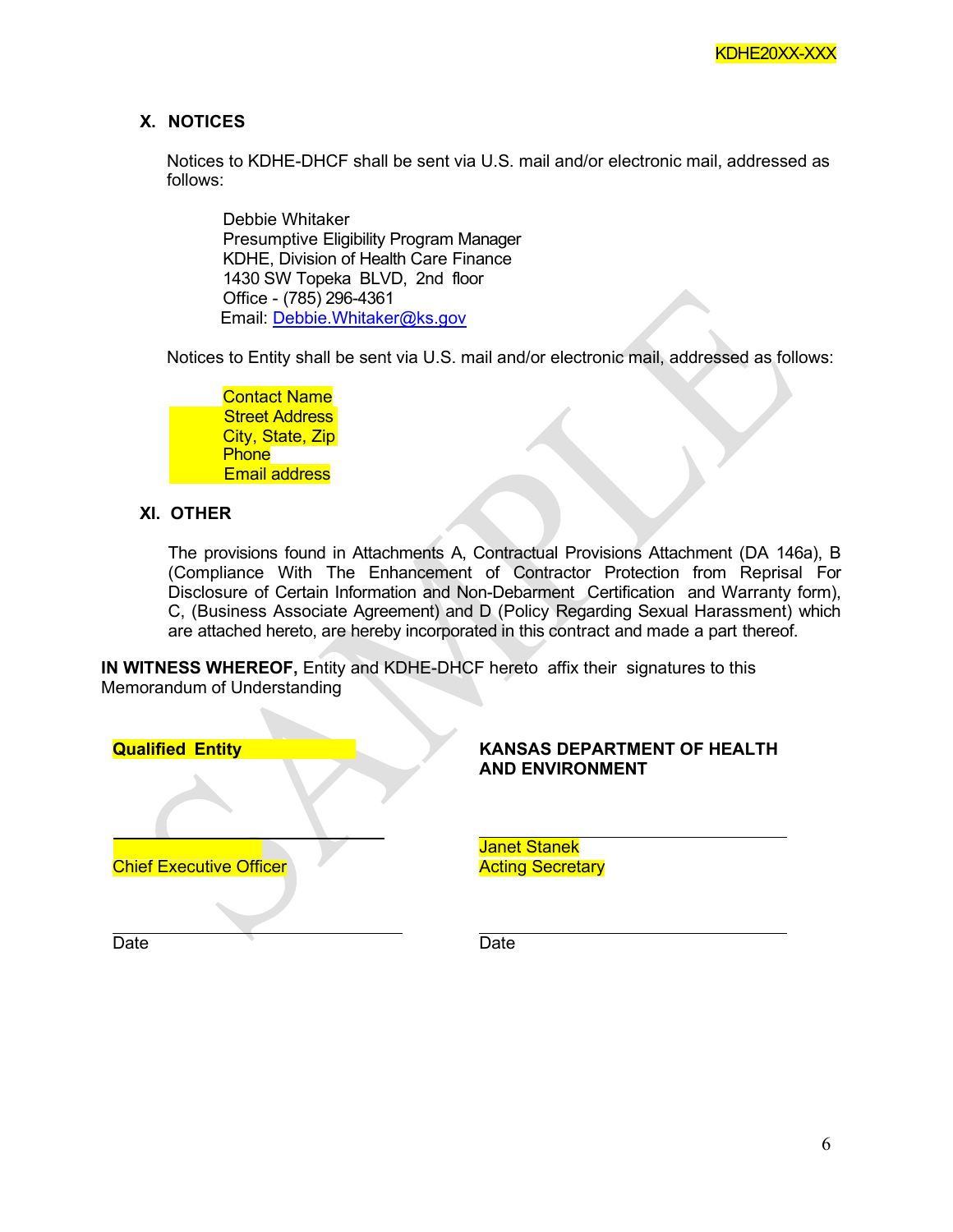## X. NOTICES

Notices to KDHE-DHCF shall be sent via U.S. mail and/or electronic mail, addressed as follows:

Debbie Whitaker
Presumptive Eligibility Program Manager
KDHE, Division of Health Care Finance
1430 SW Topeka BLVD, 2nd floor
Office - (785) 296-4361
Email: Debbie.Whitaker@ks.gov

Notices to Entity shall be sent via U.S. mail and/or electronic mail, addressed as follows:

Contact Name
Street Address
City, State, Zip
Phone
Email address

## XI. OTHER

The provisions found in Attachments A, Contractual Provisions Attachment (DA 146a), B (Compliance With The Enhancement of Contractor Protection from Reprisal For Disclosure of Certain Information and Non-Debarment Certification and Warranty form), C, (Business Associate Agreement) and D (Policy Regarding Sexual Harassment) which are attached hereto, are hereby incorporated in this contract and made a part thereof.

**IN WITNESS WHEREOF,** Entity and KDHE-DHCF hereto affix their signatures to this Memorandum of Understanding

| **Qualified Entity** | **KANSAS DEPARTMENT OF HEALTH AND ENVIRONMENT** |
|---|---|
| ______________________________ | ______________________________ |
| Chief Executive Officer | Janet Stanek<br>Acting Secretary |
| ______________________________ | ______________________________ |
| Date | Date |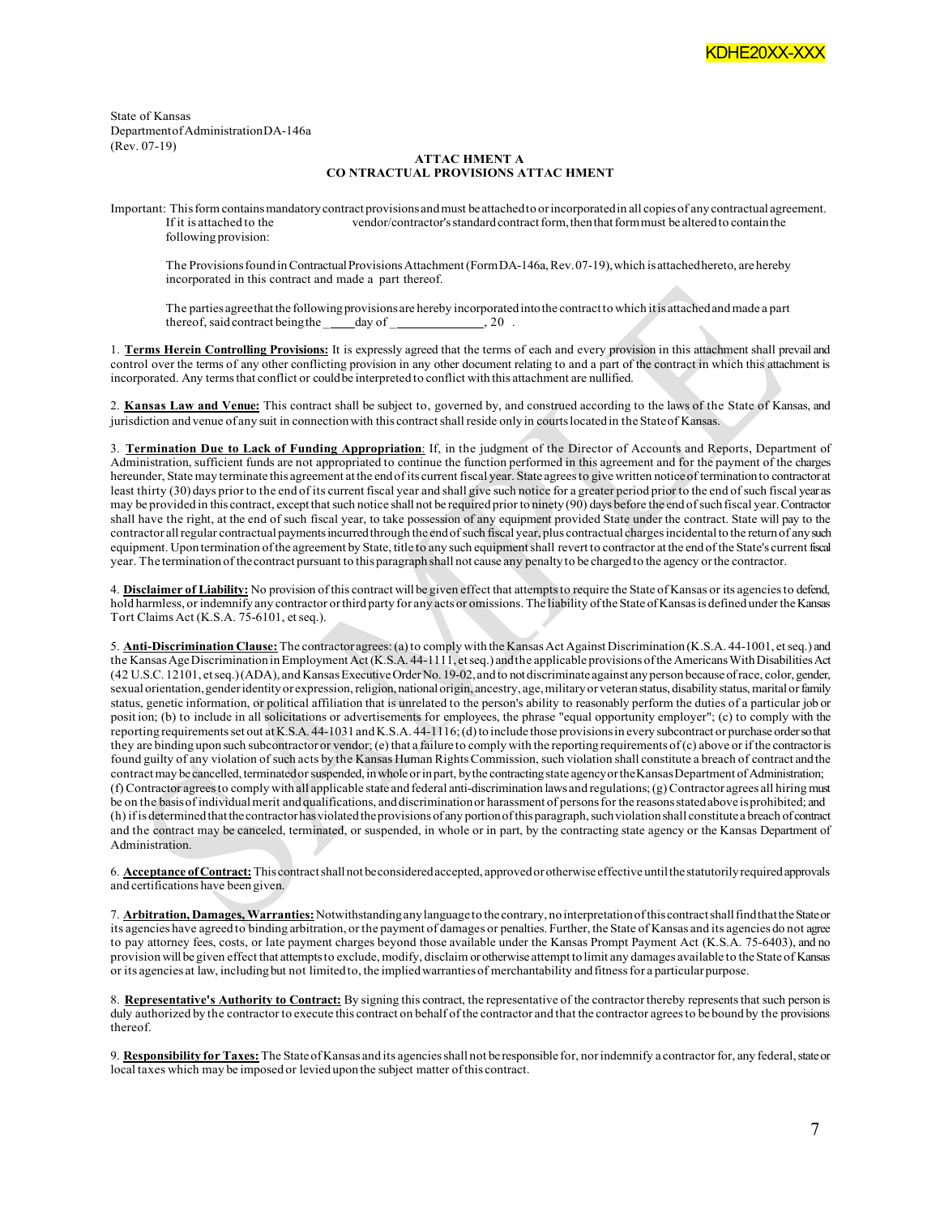KDHE20XX-XXX

State of Kansas
Department of Administration DA-146a
(Rev. 07-19)

## ATTACHMENT A
## CONTRACTUAL PROVISIONS ATTACHMENT

Important: This form contains mandatory contract provisions and must be attached to or incorporated in all copies of any contractual agreement. If it is attached to the vendor/contractor's standard contract form, then that form must be altered to contain the following provision:

The Provisions found in Contractual Provisions Attachment (Form DA-146a, Rev. 07-19), which is attached hereto, are hereby incorporated in this contract and made a part thereof.

The parties agree that the following provisions are hereby incorporated into the contract to which it is attached and made a part thereof, said contract being the ____day of ______________, 20 .

1. **Terms Herein Controlling Provisions:** It is expressly agreed that the terms of each and every provision in this attachment shall prevail and control over the terms of any other conflicting provision in any other document relating to and a part of the contract in which this attachment is incorporated. Any terms that conflict or could be interpreted to conflict with this attachment are nullified.

2. **Kansas Law and Venue:** This contract shall be subject to, governed by, and construed according to the laws of the State of Kansas, and jurisdiction and venue of any suit in connection with this contract shall reside only in courts located in the State of Kansas.

3. **Termination Due to Lack of Funding Appropriation**: If, in the judgment of the Director of Accounts and Reports, Department of Administration, sufficient funds are not appropriated to continue the function performed in this agreement and for the payment of the charges hereunder, State may terminate this agreement at the end of its current fiscal year. State agrees to give written notice of termination to contractor at least thirty (30) days prior to the end of its current fiscal year and shall give such notice for a greater period prior to the end of such fiscal year as may be provided in this contract, except that such notice shall not be required prior to ninety (90) days before the end of such fiscal year. Contractor shall have the right, at the end of such fiscal year, to take possession of any equipment provided State under the contract. State will pay to the contractor all regular contractual payments incurred through the end of such fiscal year, plus contractual charges incidental to the return of any such equipment. Upon termination of the agreement by State, title to any such equipment shall revert to contractor at the end of the State's current fiscal year. The termination of the contract pursuant to this paragraph shall not cause any penalty to be charged to the agency or the contractor.

4. **Disclaimer of Liability:** No provision of this contract will be given effect that attempts to require the State of Kansas or its agencies to defend, hold harmless, or indemnify any contractor or third party for any acts or omissions. The liability of the State of Kansas is defined under the Kansas Tort Claims Act (K.S.A. 75-6101, et seq.).

5. **Anti-Discrimination Clause:** The contractor agrees: (a) to comply with the Kansas Act Against Discrimination (K.S.A. 44-1001, et seq.) and the Kansas Age Discrimination in Employment Act (K.S.A. 44-1111, et seq.) and the applicable provisions of the Americans With Disabilities Act (42 U.S.C. 12101, et seq.) (ADA), and Kansas Executive Order No. 19-02, and to not discriminate against any person because of race, color, gender, sexual orientation, gender identity or expression, religion, national origin, ancestry, age, military or veteran status, disability status, marital or family status, genetic information, or political affiliation that is unrelated to the person's ability to reasonably perform the duties of a particular job or position; (b) to include in all solicitations or advertisements for employees, the phrase "equal opportunity employer"; (c) to comply with the reporting requirements set out at K.S.A. 44-1031 and K.S.A. 44-1116; (d) to include those provisions in every subcontract or purchase order so that they are binding upon such subcontractor or vendor; (e) that a failure to comply with the reporting requirements of (c) above or if the contractor is found guilty of any violation of such acts by the Kansas Human Rights Commission, such violation shall constitute a breach of contract and the contract may be cancelled, terminated or suspended, in whole or in part, by the contracting state agency or the Kansas Department of Administration; (f) Contractor agrees to comply with all applicable state and federal anti-discrimination laws and regulations; (g) Contractor agrees all hiring must be on the basis of individual merit and qualifications, and discrimination or harassment of persons for the reasons stated above is prohibited; and (h) if is determined that the contractor has violated the provisions of any portion of this paragraph, such violation shall constitute a breach of contract and the contract may be canceled, terminated, or suspended, in whole or in part, by the contracting state agency or the Kansas Department of Administration.

6. **Acceptance of Contract:** This contract shall not be considered accepted, approved or otherwise effective until the statutorily required approvals and certifications have been given.

7. **Arbitration, Damages, Warranties:** Notwithstanding any language to the contrary, no interpretation of this contract shall find that the State or its agencies have agreed to binding arbitration, or the payment of damages or penalties. Further, the State of Kansas and its agencies do not agree to pay attorney fees, costs, or late payment charges beyond those available under the Kansas Prompt Payment Act (K.S.A. 75-6403), and no provision will be given effect that attempts to exclude, modify, disclaim or otherwise attempt to limit any damages available to the State of Kansas or its agencies at law, including but not limited to, the implied warranties of merchantability and fitness for a particular purpose.

8. **Representative's Authority to Contract:** By signing this contract, the representative of the contractor thereby represents that such person is duly authorized by the contractor to execute this contract on behalf of the contractor and that the contractor agrees to be bound by the provisions thereof.

9. **Responsibility for Taxes:** The State of Kansas and its agencies shall not be responsible for, nor indemnify a contractor for, any federal, state or local taxes which may be imposed or levied upon the subject matter of this contract.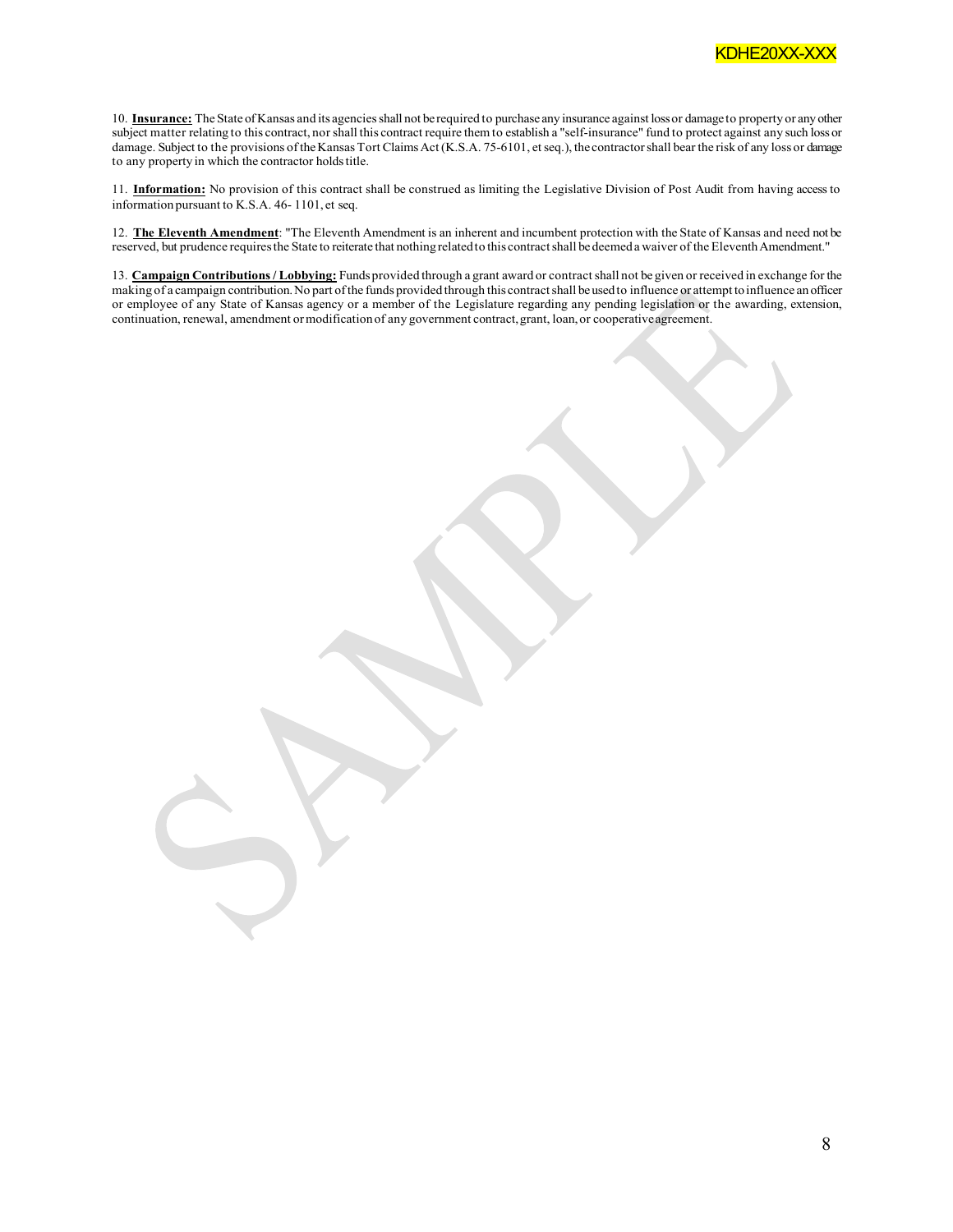10. **Insurance:** The State of Kansas and its agencies shall not be required to purchase any insurance against loss or damage to property or any other subject matter relating to this contract, nor shall this contract require them to establish a "self-insurance" fund to protect against any such loss or damage. Subject to the provisions of the Kansas Tort Claims Act (K.S.A. 75-6101, et seq.), the contractor shall bear the risk of any loss or damage to any property in which the contractor holds title.

11. **Information:** No provision of this contract shall be construed as limiting the Legislative Division of Post Audit from having access to information pursuant to K.S.A. 46- 1101, et seq.

12. **The Eleventh Amendment**: "The Eleventh Amendment is an inherent and incumbent protection with the State of Kansas and need not be reserved, but prudence requires the State to reiterate that nothing related to this contract shall be deemed a waiver of the Eleventh Amendment."

13. **Campaign Contributions / Lobbying:** Funds provided through a grant award or contract shall not be given or received in exchange for the making of a campaign contribution. No part of the funds provided through this contract shall be used to influence or attempt to influence an officer or employee of any State of Kansas agency or a member of the Legislature regarding any pending legislation or the awarding, extension, continuation, renewal, amendment or modification of any government contract, grant, loan, or cooperative agreement.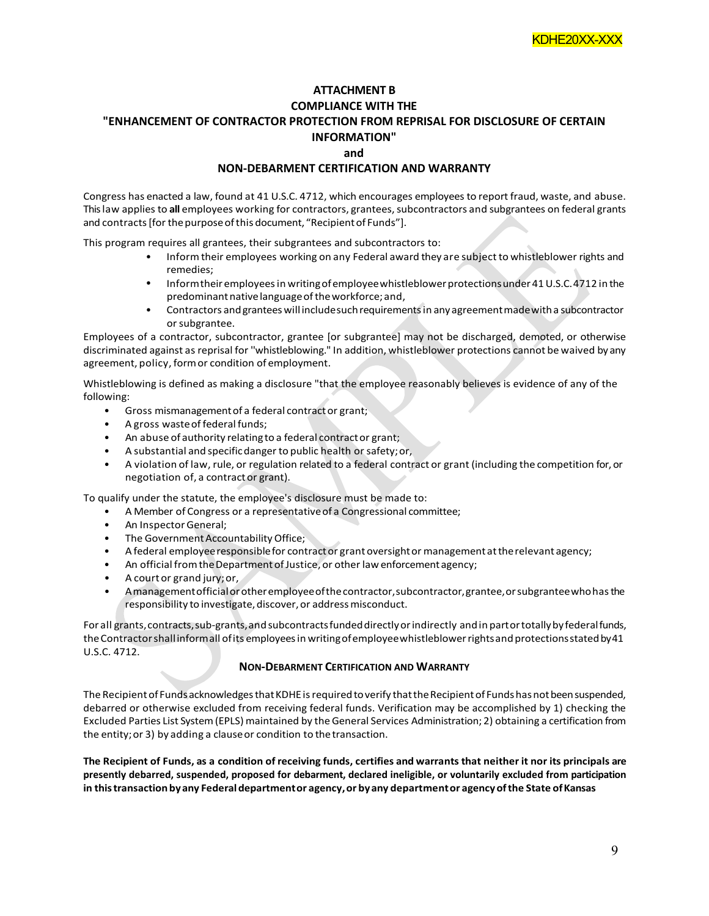KDHE20XX-XXX

# ATTACHMENT B
# COMPLIANCE WITH THE "ENHANCEMENT OF CONTRACTOR PROTECTION FROM REPRISAL FOR DISCLOSURE OF CERTAIN INFORMATION" and NON-DEBARMENT CERTIFICATION AND WARRANTY

Congress has enacted a law, found at 41 U.S.C. 4712, which encourages employees to report fraud, waste, and abuse. This law applies to **all** employees working for contractors, grantees, subcontractors and subgrantees on federal grants and contracts [for the purpose of this document, "Recipient of Funds"].

This program requires all grantees, their subgrantees and subcontractors to:

- Inform their employees working on any Federal award they are subject to whistleblower rights and remedies;
- Inform their employees in writing of employee whistleblower protections under 41 U.S.C. 4712 in the predominant native language of the workforce; and,
- Contractors and grantees will include such requirements in any agreement made with a subcontractor or subgrantee.

Employees of a contractor, subcontractor, grantee [or subgrantee] may not be discharged, demoted, or otherwise discriminated against as reprisal for "whistleblowing." In addition, whistleblower protections cannot be waived by any agreement, policy, form or condition of employment.

Whistleblowing is defined as making a disclosure "that the employee reasonably believes is evidence of any of the following:

- Gross mismanagement of a federal contract or grant;
- A gross waste of federal funds;
- An abuse of authority relating to a federal contract or grant;
- A substantial and specific danger to public health or safety; or,
- A violation of law, rule, or regulation related to a federal contract or grant (including the competition for, or negotiation of, a contract or grant).

To qualify under the statute, the employee's disclosure must be made to:

- A Member of Congress or a representative of a Congressional committee;
- An Inspector General;
- The Government Accountability Office;
- A federal employee responsible for contract or grant oversight or management at the relevant agency;
- An official from the Department of Justice, or other law enforcement agency;
- A court or grand jury; or,
- A management official or other employee of the contractor, subcontractor, grantee, or subgrantee who has the responsibility to investigate, discover, or address misconduct.

For all grants, contracts, sub-grants, and subcontracts funded directly or indirectly and in part or totally by federal funds, the Contractor shall inform all of its employees in writing of employee whistleblower rights and protections stated by 41 U.S.C. 4712.

## NON-DEBARMENT CERTIFICATION AND WARRANTY

The Recipient of Funds acknowledges that KDHE is required to verify that the Recipient of Funds has not been suspended, debarred or otherwise excluded from receiving federal funds. Verification may be accomplished by 1) checking the Excluded Parties List System (EPLS) maintained by the General Services Administration; 2) obtaining a certification from the entity; or 3) by adding a clause or condition to the transaction.

**The Recipient of Funds, as a condition of receiving funds, certifies and warrants that neither it nor its principals are presently debarred, suspended, proposed for debarment, declared ineligible, or voluntarily excluded from participation in this transaction by any Federal department or agency, or by any department or agency of the State of Kansas**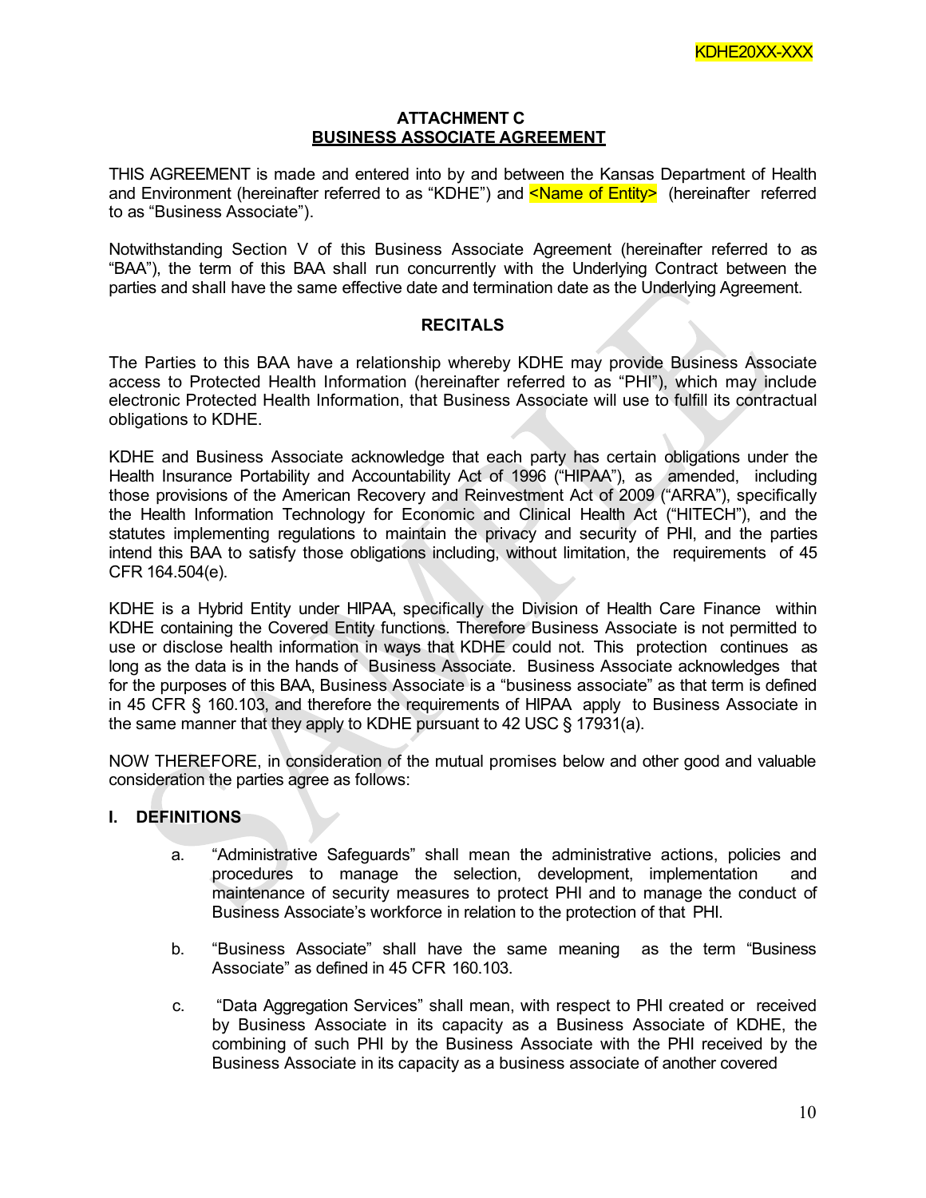KDHE20XX-XXX

**ATTACHMENT C**
**BUSINESS ASSOCIATE AGREEMENT**

THIS AGREEMENT is made and entered into by and between the Kansas Department of Health and Environment (hereinafter referred to as "KDHE") and <Name of Entity> (hereinafter referred to as "Business Associate").

Notwithstanding Section V of this Business Associate Agreement (hereinafter referred to as "BAA"), the term of this BAA shall run concurrently with the Underlying Contract between the parties and shall have the same effective date and termination date as the Underlying Agreement.

**RECITALS**

The Parties to this BAA have a relationship whereby KDHE may provide Business Associate access to Protected Health Information (hereinafter referred to as "PHI"), which may include electronic Protected Health Information, that Business Associate will use to fulfill its contractual obligations to KDHE.

KDHE and Business Associate acknowledge that each party has certain obligations under the Health Insurance Portability and Accountability Act of 1996 ("HIPAA"), as amended, including those provisions of the American Recovery and Reinvestment Act of 2009 ("ARRA"), specifically the Health Information Technology for Economic and Clinical Health Act ("HITECH"), and the statutes implementing regulations to maintain the privacy and security of PHI, and the parties intend this BAA to satisfy those obligations including, without limitation, the requirements of 45 CFR 164.504(e).

KDHE is a Hybrid Entity under HIPAA, specifically the Division of Health Care Finance within KDHE containing the Covered Entity functions. Therefore Business Associate is not permitted to use or disclose health information in ways that KDHE could not. This protection continues as long as the data is in the hands of Business Associate. Business Associate acknowledges that for the purposes of this BAA, Business Associate is a "business associate" as that term is defined in 45 CFR § 160.103, and therefore the requirements of HIPAA apply to Business Associate in the same manner that they apply to KDHE pursuant to 42 USC § 17931(a).

NOW THEREFORE, in consideration of the mutual promises below and other good and valuable consideration the parties agree as follows:

## I. DEFINITIONS

a. "Administrative Safeguards" shall mean the administrative actions, policies and procedures to manage the selection, development, implementation and maintenance of security measures to protect PHI and to manage the conduct of Business Associate's workforce in relation to the protection of that PHI.

b. "Business Associate" shall have the same meaning as the term "Business Associate" as defined in 45 CFR 160.103.

c. "Data Aggregation Services" shall mean, with respect to PHI created or received by Business Associate in its capacity as a Business Associate of KDHE, the combining of such PHI by the Business Associate with the PHI received by the Business Associate in its capacity as a business associate of another covered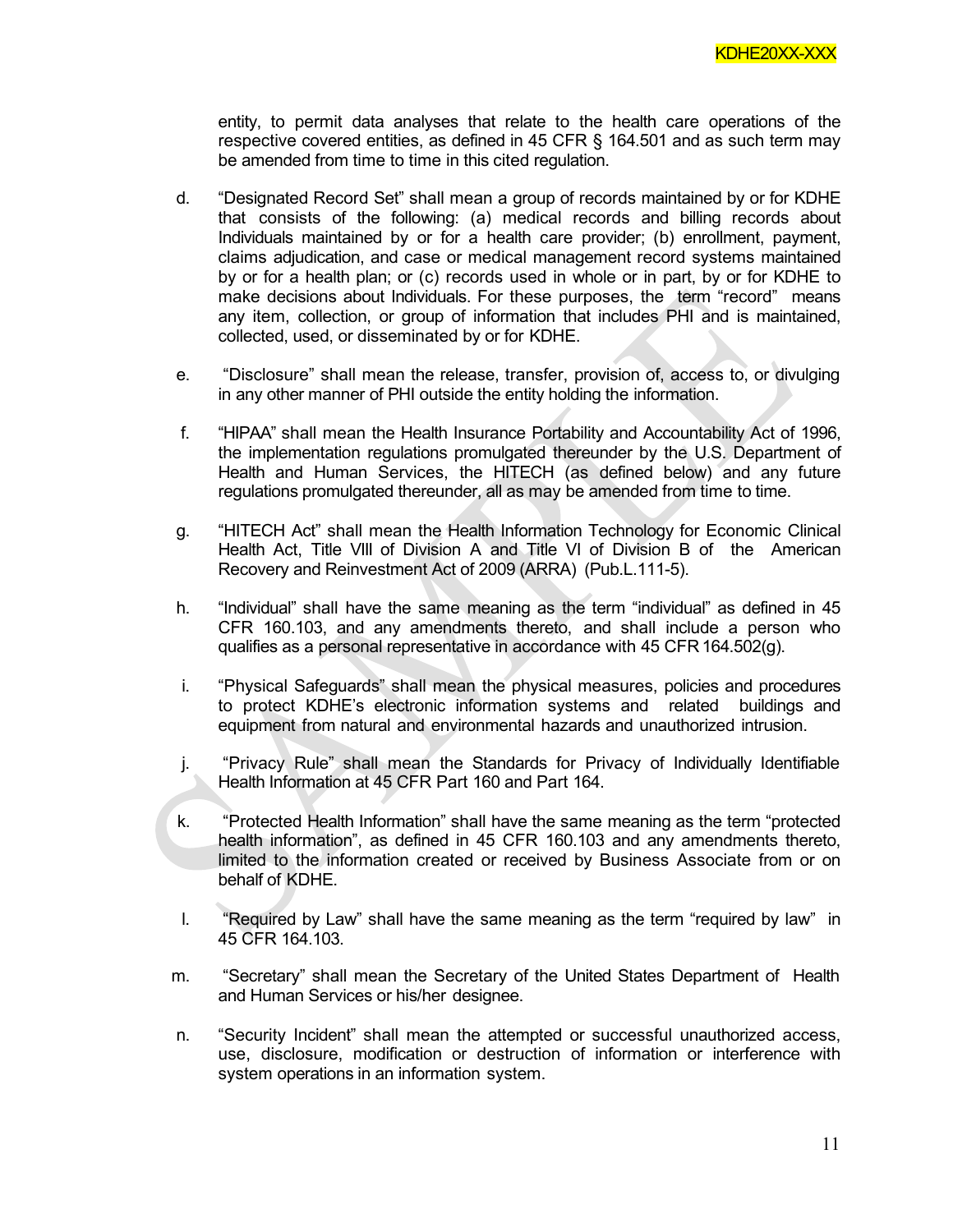entity, to permit data analyses that relate to the health care operations of the respective covered entities, as defined in 45 CFR § 164.501 and as such term may be amended from time to time in this cited regulation.

d. "Designated Record Set" shall mean a group of records maintained by or for KDHE that consists of the following: (a) medical records and billing records about Individuals maintained by or for a health care provider; (b) enrollment, payment, claims adjudication, and case or medical management record systems maintained by or for a health plan; or (c) records used in whole or in part, by or for KDHE to make decisions about Individuals. For these purposes, the term "record" means any item, collection, or group of information that includes PHI and is maintained, collected, used, or disseminated by or for KDHE.

e. "Disclosure" shall mean the release, transfer, provision of, access to, or divulging in any other manner of PHI outside the entity holding the information.

f. "HIPAA" shall mean the Health Insurance Portability and Accountability Act of 1996, the implementation regulations promulgated thereunder by the U.S. Department of Health and Human Services, the HITECH (as defined below) and any future regulations promulgated thereunder, all as may be amended from time to time.

g. "HITECH Act" shall mean the Health Information Technology for Economic Clinical Health Act, Title VIII of Division A and Title VI of Division B of the American Recovery and Reinvestment Act of 2009 (ARRA) (Pub.L.111-5).

h. "Individual" shall have the same meaning as the term "individual" as defined in 45 CFR 160.103, and any amendments thereto, and shall include a person who qualifies as a personal representative in accordance with 45 CFR 164.502(g).

i. "Physical Safeguards" shall mean the physical measures, policies and procedures to protect KDHE's electronic information systems and related buildings and equipment from natural and environmental hazards and unauthorized intrusion.

j. "Privacy Rule" shall mean the Standards for Privacy of Individually Identifiable Health Information at 45 CFR Part 160 and Part 164.

k. "Protected Health Information" shall have the same meaning as the term "protected health information", as defined in 45 CFR 160.103 and any amendments thereto, limited to the information created or received by Business Associate from or on behalf of KDHE.

l. "Required by Law" shall have the same meaning as the term "required by law" in 45 CFR 164.103.

m. "Secretary" shall mean the Secretary of the United States Department of Health and Human Services or his/her designee.

n. "Security Incident" shall mean the attempted or successful unauthorized access, use, disclosure, modification or destruction of information or interference with system operations in an information system.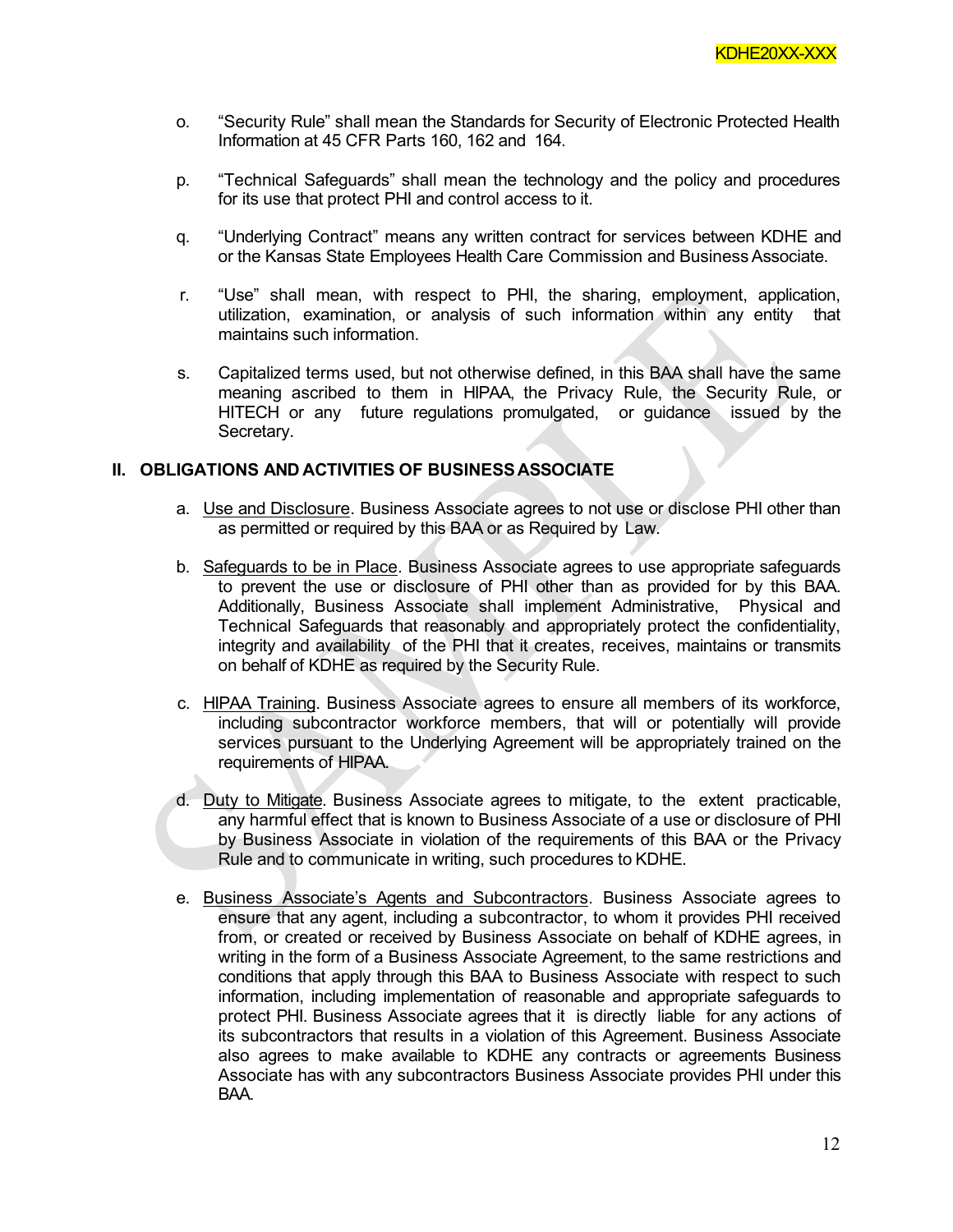o. "Security Rule" shall mean the Standards for Security of Electronic Protected Health Information at 45 CFR Parts 160, 162 and 164.

p. "Technical Safeguards" shall mean the technology and the policy and procedures for its use that protect PHI and control access to it.

q. "Underlying Contract" means any written contract for services between KDHE and or the Kansas State Employees Health Care Commission and Business Associate.

r. "Use" shall mean, with respect to PHI, the sharing, employment, application, utilization, examination, or analysis of such information within any entity that maintains such information.

s. Capitalized terms used, but not otherwise defined, in this BAA shall have the same meaning ascribed to them in HIPAA, the Privacy Rule, the Security Rule, or HITECH or any future regulations promulgated, or guidance issued by the Secretary.

## II. OBLIGATIONS AND ACTIVITIES OF BUSINESS ASSOCIATE

a. Use and Disclosure. Business Associate agrees to not use or disclose PHI other than as permitted or required by this BAA or as Required by Law.

b. Safeguards to be in Place. Business Associate agrees to use appropriate safeguards to prevent the use or disclosure of PHI other than as provided for by this BAA. Additionally, Business Associate shall implement Administrative, Physical and Technical Safeguards that reasonably and appropriately protect the confidentiality, integrity and availability of the PHI that it creates, receives, maintains or transmits on behalf of KDHE as required by the Security Rule.

c. HIPAA Training. Business Associate agrees to ensure all members of its workforce, including subcontractor workforce members, that will or potentially will provide services pursuant to the Underlying Agreement will be appropriately trained on the requirements of HIPAA.

d. Duty to Mitigate. Business Associate agrees to mitigate, to the extent practicable, any harmful effect that is known to Business Associate of a use or disclosure of PHI by Business Associate in violation of the requirements of this BAA or the Privacy Rule and to communicate in writing, such procedures to KDHE.

e. Business Associate's Agents and Subcontractors. Business Associate agrees to ensure that any agent, including a subcontractor, to whom it provides PHI received from, or created or received by Business Associate on behalf of KDHE agrees, in writing in the form of a Business Associate Agreement, to the same restrictions and conditions that apply through this BAA to Business Associate with respect to such information, including implementation of reasonable and appropriate safeguards to protect PHI. Business Associate agrees that it is directly liable for any actions of its subcontractors that results in a violation of this Agreement. Business Associate also agrees to make available to KDHE any contracts or agreements Business Associate has with any subcontractors Business Associate provides PHI under this BAA.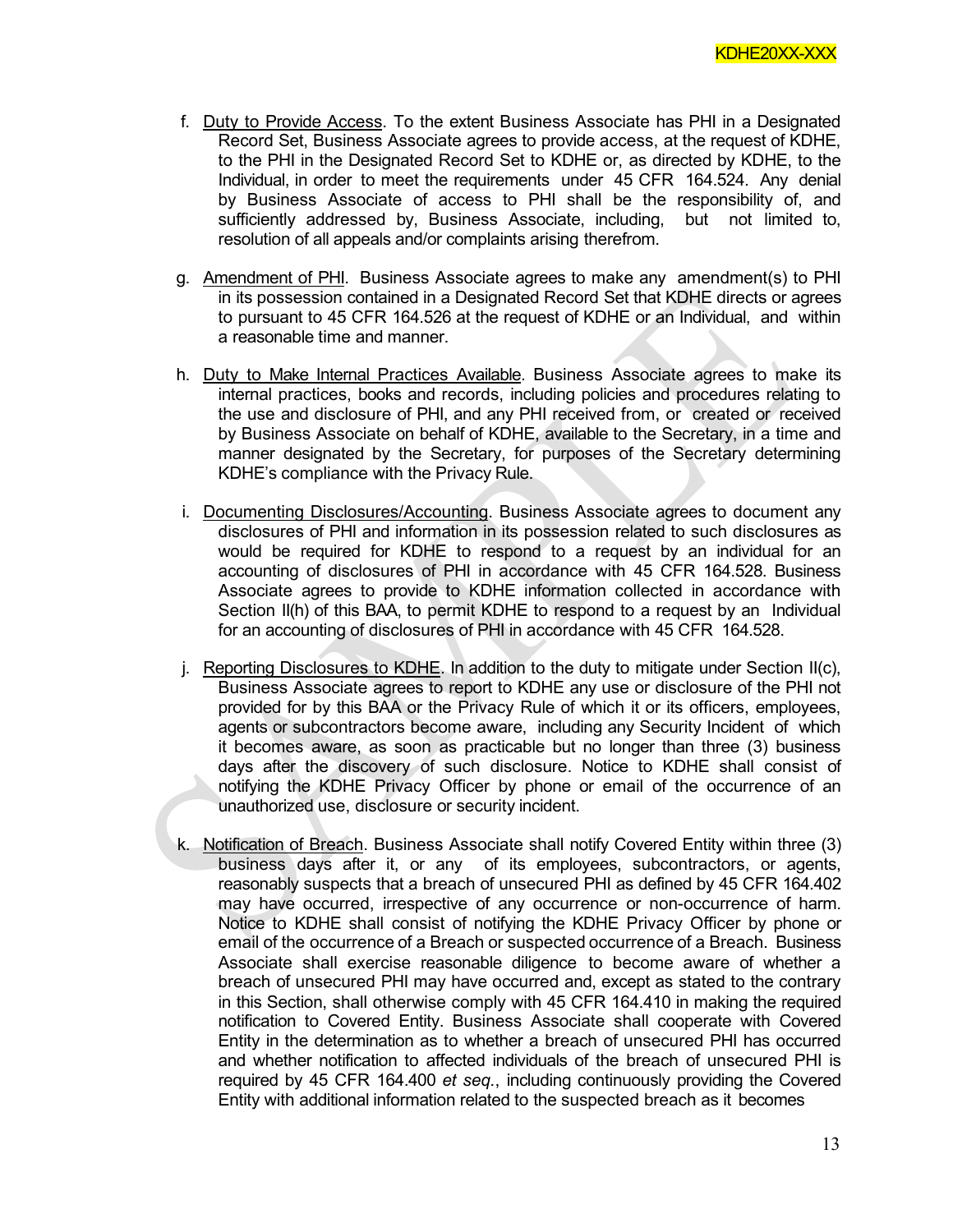f. Duty to Provide Access. To the extent Business Associate has PHI in a Designated Record Set, Business Associate agrees to provide access, at the request of KDHE, to the PHI in the Designated Record Set to KDHE or, as directed by KDHE, to the Individual, in order to meet the requirements under 45 CFR 164.524. Any denial by Business Associate of access to PHI shall be the responsibility of, and sufficiently addressed by, Business Associate, including, but not limited to, resolution of all appeals and/or complaints arising therefrom.

g. Amendment of PHI. Business Associate agrees to make any amendment(s) to PHI in its possession contained in a Designated Record Set that KDHE directs or agrees to pursuant to 45 CFR 164.526 at the request of KDHE or an Individual, and within a reasonable time and manner.

h. Duty to Make Internal Practices Available. Business Associate agrees to make its internal practices, books and records, including policies and procedures relating to the use and disclosure of PHI, and any PHI received from, or created or received by Business Associate on behalf of KDHE, available to the Secretary, in a time and manner designated by the Secretary, for purposes of the Secretary determining KDHE's compliance with the Privacy Rule.

i. Documenting Disclosures/Accounting. Business Associate agrees to document any disclosures of PHI and information in its possession related to such disclosures as would be required for KDHE to respond to a request by an individual for an accounting of disclosures of PHI in accordance with 45 CFR 164.528. Business Associate agrees to provide to KDHE information collected in accordance with Section II(h) of this BAA, to permit KDHE to respond to a request by an Individual for an accounting of disclosures of PHI in accordance with 45 CFR 164.528.

j. Reporting Disclosures to KDHE. In addition to the duty to mitigate under Section II(c), Business Associate agrees to report to KDHE any use or disclosure of the PHI not provided for by this BAA or the Privacy Rule of which it or its officers, employees, agents or subcontractors become aware, including any Security Incident of which it becomes aware, as soon as practicable but no longer than three (3) business days after the discovery of such disclosure. Notice to KDHE shall consist of notifying the KDHE Privacy Officer by phone or email of the occurrence of an unauthorized use, disclosure or security incident.

k. Notification of Breach. Business Associate shall notify Covered Entity within three (3) business days after it, or any of its employees, subcontractors, or agents, reasonably suspects that a breach of unsecured PHI as defined by 45 CFR 164.402 may have occurred, irrespective of any occurrence or non-occurrence of harm. Notice to KDHE shall consist of notifying the KDHE Privacy Officer by phone or email of the occurrence of a Breach or suspected occurrence of a Breach. Business Associate shall exercise reasonable diligence to become aware of whether a breach of unsecured PHI may have occurred and, except as stated to the contrary in this Section, shall otherwise comply with 45 CFR 164.410 in making the required notification to Covered Entity. Business Associate shall cooperate with Covered Entity in the determination as to whether a breach of unsecured PHI has occurred and whether notification to affected individuals of the breach of unsecured PHI is required by 45 CFR 164.400 *et seq.*, including continuously providing the Covered Entity with additional information related to the suspected breach as it becomes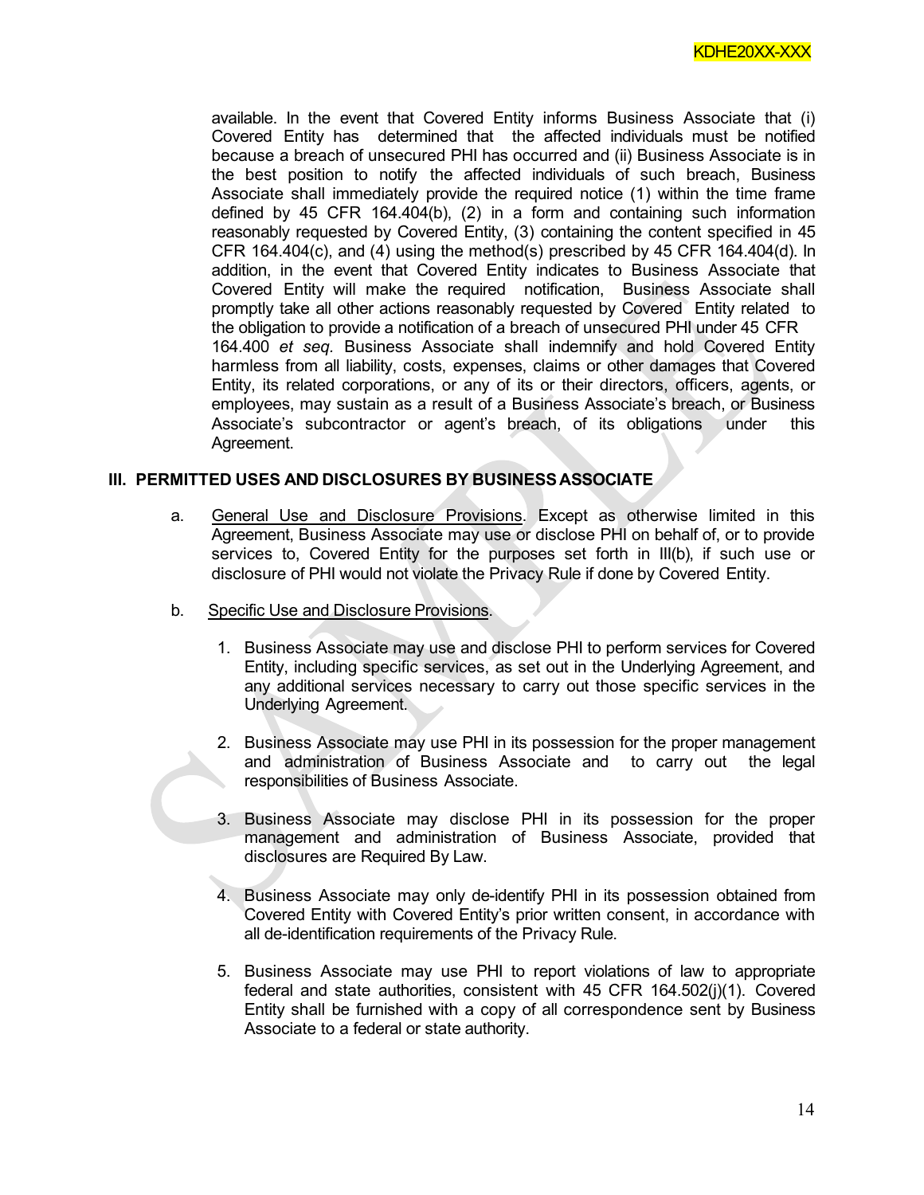available. In the event that Covered Entity informs Business Associate that (i) Covered Entity has determined that the affected individuals must be notified because a breach of unsecured PHI has occurred and (ii) Business Associate is in the best position to notify the affected individuals of such breach, Business Associate shall immediately provide the required notice (1) within the time frame defined by 45 CFR 164.404(b), (2) in a form and containing such information reasonably requested by Covered Entity, (3) containing the content specified in 45 CFR 164.404(c), and (4) using the method(s) prescribed by 45 CFR 164.404(d). In addition, in the event that Covered Entity indicates to Business Associate that Covered Entity will make the required notification, Business Associate shall promptly take all other actions reasonably requested by Covered Entity related to the obligation to provide a notification of a breach of unsecured PHI under 45 CFR 164.400 *et seq.* Business Associate shall indemnify and hold Covered Entity harmless from all liability, costs, expenses, claims or other damages that Covered Entity, its related corporations, or any of its or their directors, officers, agents, or employees, may sustain as a result of a Business Associate's breach, or Business Associate's subcontractor or agent's breach, of its obligations under this Agreement.

## III. PERMITTED USES AND DISCLOSURES BY BUSINESS ASSOCIATE

a. General Use and Disclosure Provisions. Except as otherwise limited in this Agreement, Business Associate may use or disclose PHI on behalf of, or to provide services to, Covered Entity for the purposes set forth in III(b), if such use or disclosure of PHI would not violate the Privacy Rule if done by Covered Entity.

b. Specific Use and Disclosure Provisions.

1. Business Associate may use and disclose PHI to perform services for Covered Entity, including specific services, as set out in the Underlying Agreement, and any additional services necessary to carry out those specific services in the Underlying Agreement.

2. Business Associate may use PHI in its possession for the proper management and administration of Business Associate and to carry out the legal responsibilities of Business Associate.

3. Business Associate may disclose PHI in its possession for the proper management and administration of Business Associate, provided that disclosures are Required By Law.

4. Business Associate may only de-identify PHI in its possession obtained from Covered Entity with Covered Entity's prior written consent, in accordance with all de-identification requirements of the Privacy Rule.

5. Business Associate may use PHI to report violations of law to appropriate federal and state authorities, consistent with 45 CFR 164.502(j)(1). Covered Entity shall be furnished with a copy of all correspondence sent by Business Associate to a federal or state authority.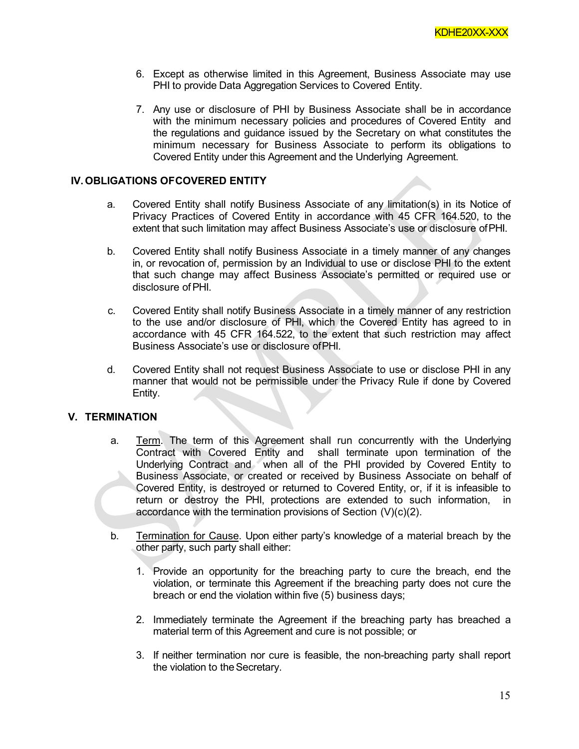6. Except as otherwise limited in this Agreement, Business Associate may use PHI to provide Data Aggregation Services to Covered Entity.

7. Any use or disclosure of PHI by Business Associate shall be in accordance with the minimum necessary policies and procedures of Covered Entity and the regulations and guidance issued by the Secretary on what constitutes the minimum necessary for Business Associate to perform its obligations to Covered Entity under this Agreement and the Underlying Agreement.

## IV. OBLIGATIONS OF COVERED ENTITY

a. Covered Entity shall notify Business Associate of any limitation(s) in its Notice of Privacy Practices of Covered Entity in accordance with 45 CFR 164.520, to the extent that such limitation may affect Business Associate's use or disclosure of PHI.

b. Covered Entity shall notify Business Associate in a timely manner of any changes in, or revocation of, permission by an Individual to use or disclose PHI to the extent that such change may affect Business Associate's permitted or required use or disclosure of PHI.

c. Covered Entity shall notify Business Associate in a timely manner of any restriction to the use and/or disclosure of PHI, which the Covered Entity has agreed to in accordance with 45 CFR 164.522, to the extent that such restriction may affect Business Associate's use or disclosure of PHI.

d. Covered Entity shall not request Business Associate to use or disclose PHI in any manner that would not be permissible under the Privacy Rule if done by Covered Entity.

## V. TERMINATION

a. Term. The term of this Agreement shall run concurrently with the Underlying Contract with Covered Entity and shall terminate upon termination of the Underlying Contract and when all of the PHI provided by Covered Entity to Business Associate, or created or received by Business Associate on behalf of Covered Entity, is destroyed or returned to Covered Entity, or, if it is infeasible to return or destroy the PHI, protections are extended to such information, in accordance with the termination provisions of Section (V)(c)(2).

b. Termination for Cause. Upon either party's knowledge of a material breach by the other party, such party shall either:

   1. Provide an opportunity for the breaching party to cure the breach, end the violation, or terminate this Agreement if the breaching party does not cure the breach or end the violation within five (5) business days;

   2. Immediately terminate the Agreement if the breaching party has breached a material term of this Agreement and cure is not possible; or

   3. If neither termination nor cure is feasible, the non-breaching party shall report the violation to the Secretary.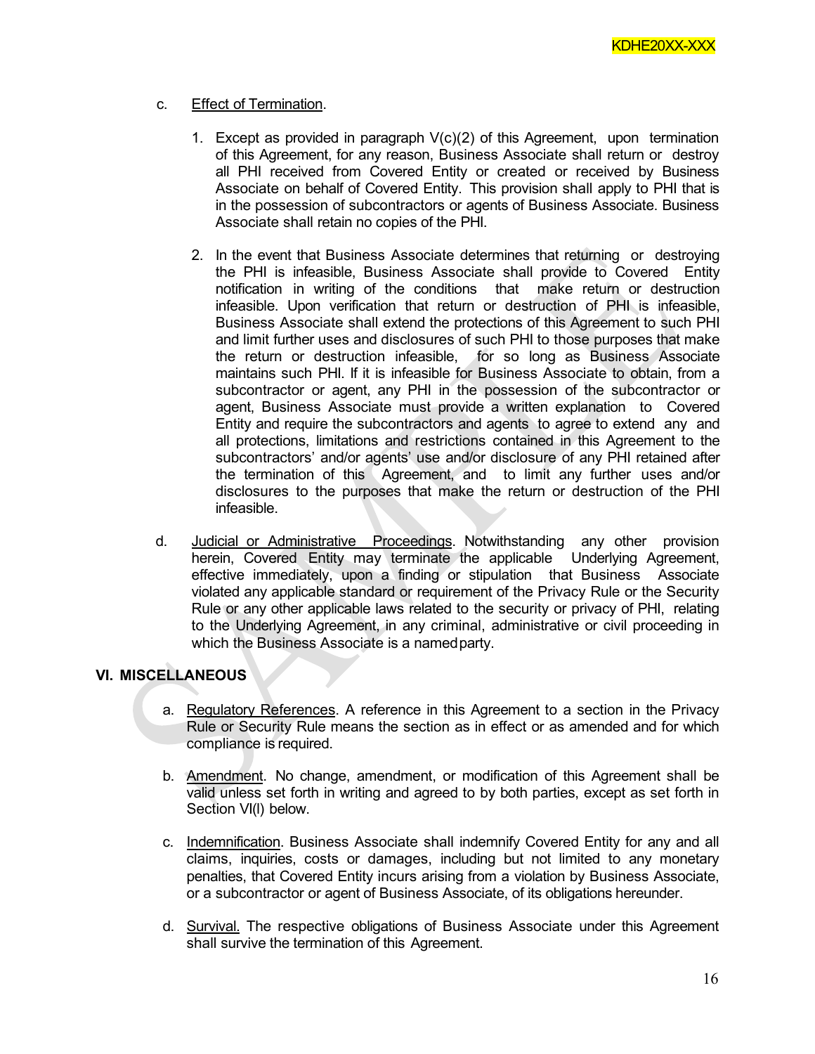c. Effect of Termination.

1. Except as provided in paragraph V(c)(2) of this Agreement, upon termination of this Agreement, for any reason, Business Associate shall return or destroy all PHI received from Covered Entity or created or received by Business Associate on behalf of Covered Entity. This provision shall apply to PHI that is in the possession of subcontractors or agents of Business Associate. Business Associate shall retain no copies of the PHI.

2. In the event that Business Associate determines that returning or destroying the PHI is infeasible, Business Associate shall provide to Covered Entity notification in writing of the conditions that make return or destruction infeasible. Upon verification that return or destruction of PHI is infeasible, Business Associate shall extend the protections of this Agreement to such PHI and limit further uses and disclosures of such PHI to those purposes that make the return or destruction infeasible, for so long as Business Associate maintains such PHI. If it is infeasible for Business Associate to obtain, from a subcontractor or agent, any PHI in the possession of the subcontractor or agent, Business Associate must provide a written explanation to Covered Entity and require the subcontractors and agents to agree to extend any and all protections, limitations and restrictions contained in this Agreement to the subcontractors' and/or agents' use and/or disclosure of any PHI retained after the termination of this Agreement, and to limit any further uses and/or disclosures to the purposes that make the return or destruction of the PHI infeasible.

d. Judicial or Administrative Proceedings. Notwithstanding any other provision herein, Covered Entity may terminate the applicable Underlying Agreement, effective immediately, upon a finding or stipulation that Business Associate violated any applicable standard or requirement of the Privacy Rule or the Security Rule or any other applicable laws related to the security or privacy of PHI, relating to the Underlying Agreement, in any criminal, administrative or civil proceeding in which the Business Associate is a named party.

## VI. MISCELLANEOUS

a. Regulatory References. A reference in this Agreement to a section in the Privacy Rule or Security Rule means the section as in effect or as amended and for which compliance is required.

b. Amendment. No change, amendment, or modification of this Agreement shall be valid unless set forth in writing and agreed to by both parties, except as set forth in Section VI(l) below.

c. Indemnification. Business Associate shall indemnify Covered Entity for any and all claims, inquiries, costs or damages, including but not limited to any monetary penalties, that Covered Entity incurs arising from a violation by Business Associate, or a subcontractor or agent of Business Associate, of its obligations hereunder.

d. Survival. The respective obligations of Business Associate under this Agreement shall survive the termination of this Agreement.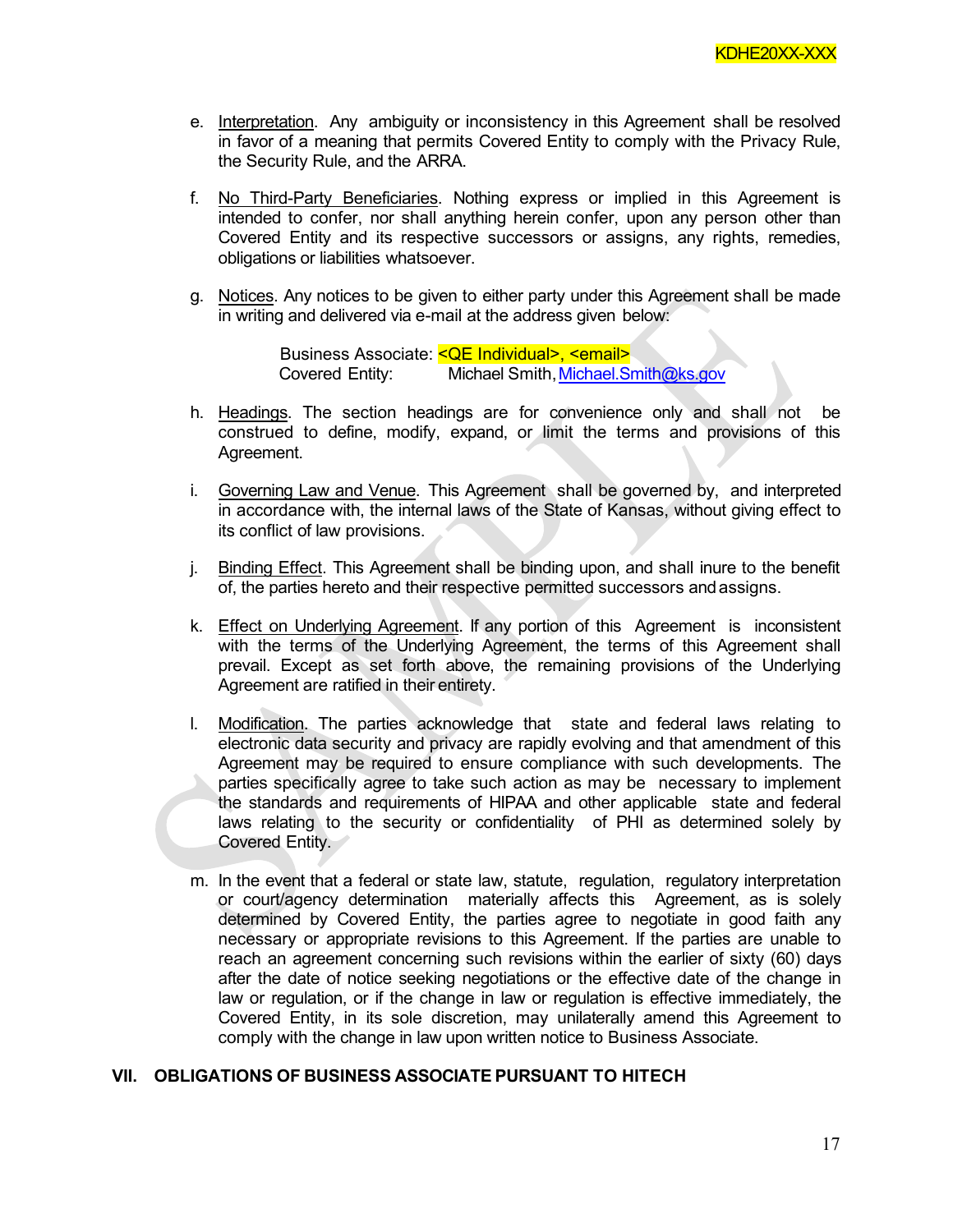e. Interpretation. Any ambiguity or inconsistency in this Agreement shall be resolved in favor of a meaning that permits Covered Entity to comply with the Privacy Rule, the Security Rule, and the ARRA.

f. No Third-Party Beneficiaries. Nothing express or implied in this Agreement is intended to confer, nor shall anything herein confer, upon any person other than Covered Entity and its respective successors or assigns, any rights, remedies, obligations or liabilities whatsoever.

g. Notices. Any notices to be given to either party under this Agreement shall be made in writing and delivered via e-mail at the address given below:

   Business Associate: <QE Individual>, <email>
   Covered Entity: Michael Smith, Michael.Smith@ks.gov

h. Headings. The section headings are for convenience only and shall not be construed to define, modify, expand, or limit the terms and provisions of this Agreement.

i. Governing Law and Venue. This Agreement shall be governed by, and interpreted in accordance with, the internal laws of the State of Kansas, without giving effect to its conflict of law provisions.

j. Binding Effect. This Agreement shall be binding upon, and shall inure to the benefit of, the parties hereto and their respective permitted successors and assigns.

k. Effect on Underlying Agreement. If any portion of this Agreement is inconsistent with the terms of the Underlying Agreement, the terms of this Agreement shall prevail. Except as set forth above, the remaining provisions of the Underlying Agreement are ratified in their entirety.

l. Modification. The parties acknowledge that state and federal laws relating to electronic data security and privacy are rapidly evolving and that amendment of this Agreement may be required to ensure compliance with such developments. The parties specifically agree to take such action as may be necessary to implement the standards and requirements of HIPAA and other applicable state and federal laws relating to the security or confidentiality of PHI as determined solely by Covered Entity.

m. In the event that a federal or state law, statute, regulation, regulatory interpretation or court/agency determination materially affects this Agreement, as is solely determined by Covered Entity, the parties agree to negotiate in good faith any necessary or appropriate revisions to this Agreement. If the parties are unable to reach an agreement concerning such revisions within the earlier of sixty (60) days after the date of notice seeking negotiations or the effective date of the change in law or regulation, or if the change in law or regulation is effective immediately, the Covered Entity, in its sole discretion, may unilaterally amend this Agreement to comply with the change in law upon written notice to Business Associate.

## VII. OBLIGATIONS OF BUSINESS ASSOCIATE PURSUANT TO HITECH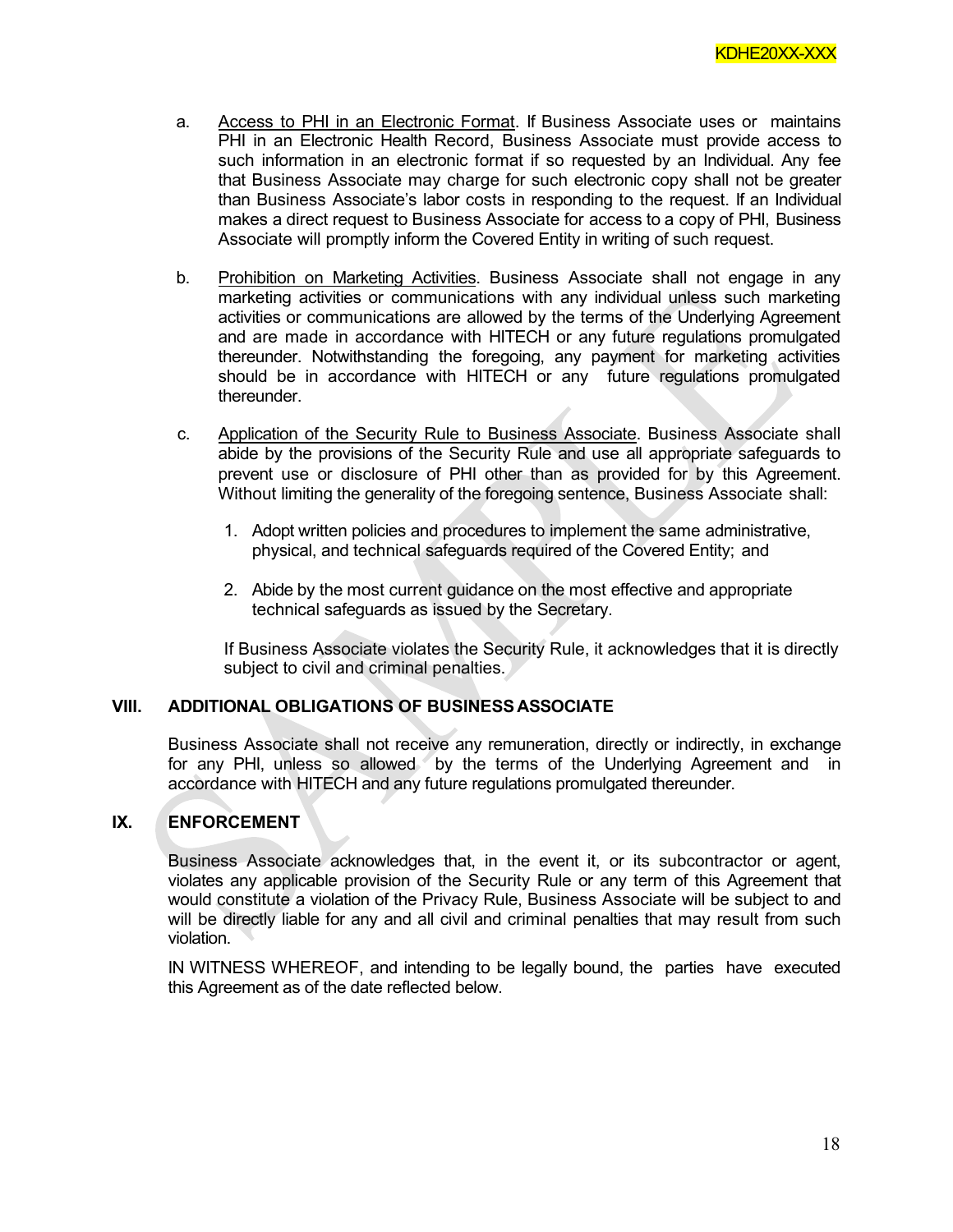a. Access to PHI in an Electronic Format. If Business Associate uses or maintains PHI in an Electronic Health Record, Business Associate must provide access to such information in an electronic format if so requested by an Individual. Any fee that Business Associate may charge for such electronic copy shall not be greater than Business Associate's labor costs in responding to the request. If an Individual makes a direct request to Business Associate for access to a copy of PHI, Business Associate will promptly inform the Covered Entity in writing of such request.

b. Prohibition on Marketing Activities. Business Associate shall not engage in any marketing activities or communications with any individual unless such marketing activities or communications are allowed by the terms of the Underlying Agreement and are made in accordance with HITECH or any future regulations promulgated thereunder. Notwithstanding the foregoing, any payment for marketing activities should be in accordance with HITECH or any future regulations promulgated thereunder.

c. Application of the Security Rule to Business Associate. Business Associate shall abide by the provisions of the Security Rule and use all appropriate safeguards to prevent use or disclosure of PHI other than as provided for by this Agreement. Without limiting the generality of the foregoing sentence, Business Associate shall:

   1. Adopt written policies and procedures to implement the same administrative, physical, and technical safeguards required of the Covered Entity; and

   2. Abide by the most current guidance on the most effective and appropriate technical safeguards as issued by the Secretary.

   If Business Associate violates the Security Rule, it acknowledges that it is directly subject to civil and criminal penalties.

## VIII. ADDITIONAL OBLIGATIONS OF BUSINESS ASSOCIATE

Business Associate shall not receive any remuneration, directly or indirectly, in exchange for any PHI, unless so allowed by the terms of the Underlying Agreement and in accordance with HITECH and any future regulations promulgated thereunder.

## IX. ENFORCEMENT

Business Associate acknowledges that, in the event it, or its subcontractor or agent, violates any applicable provision of the Security Rule or any term of this Agreement that would constitute a violation of the Privacy Rule, Business Associate will be subject to and will be directly liable for any and all civil and criminal penalties that may result from such violation.

IN WITNESS WHEREOF, and intending to be legally bound, the parties have executed this Agreement as of the date reflected below.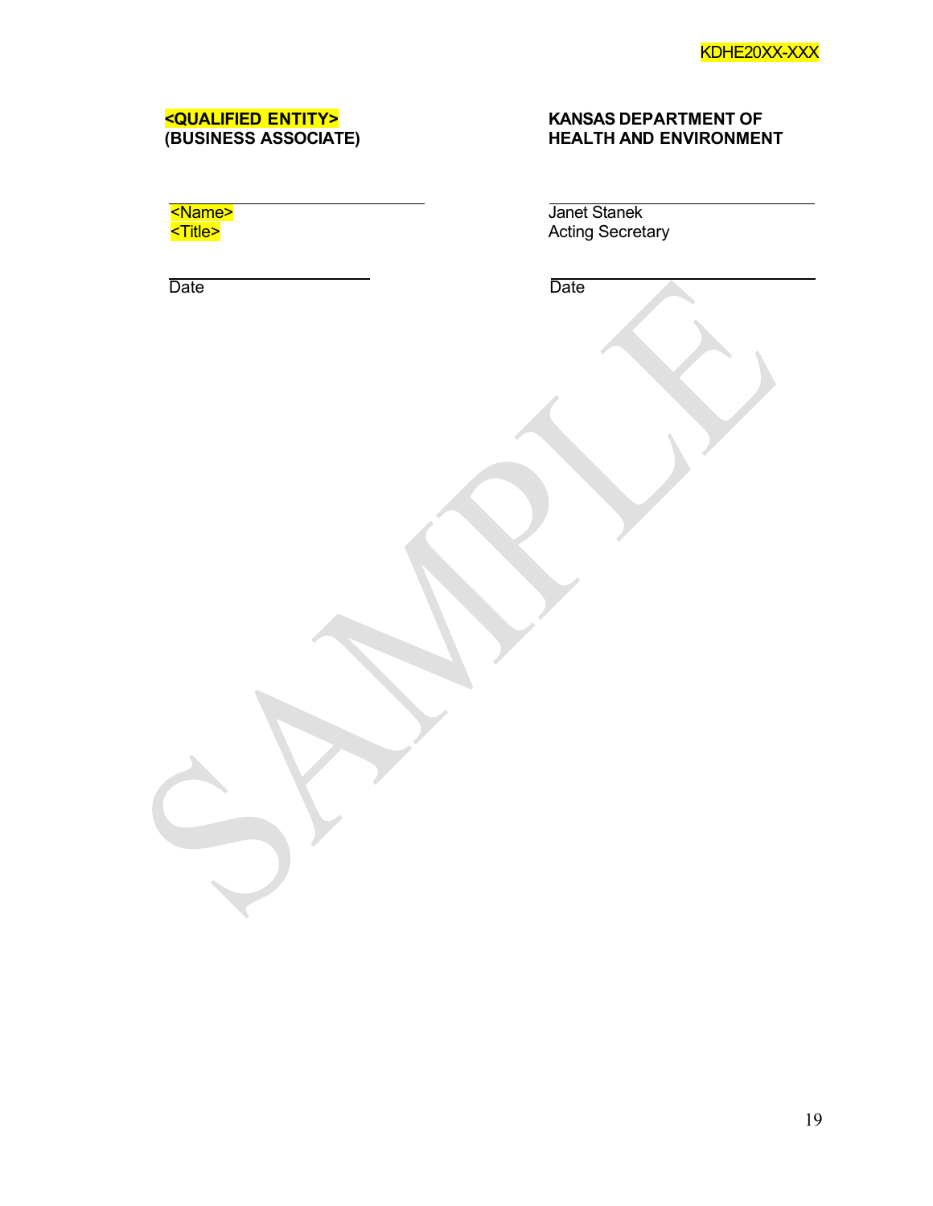KDHE20XX-XXX

| **<QUALIFIED ENTITY>** | **KANSAS DEPARTMENT OF** |
| --- | --- |
| **(BUSINESS ASSOCIATE)** | **HEALTH AND ENVIRONMENT** |
| | |
| ______________________________ | ______________________________ |
| <Name> | Janet Stanek |
| <Title> | Acting Secretary |
| | |
| ______________________________ | ______________________________ |
| Date | Date |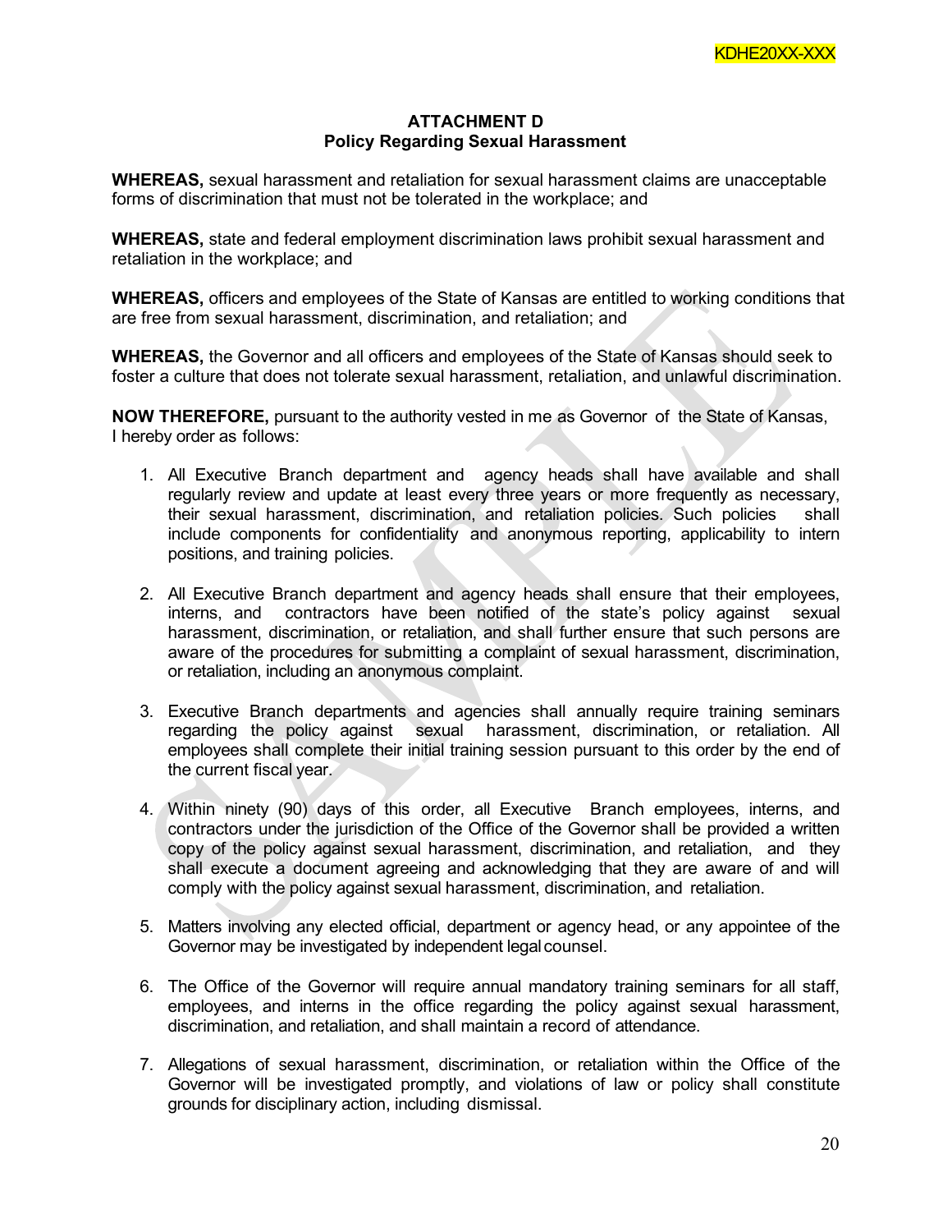KDHE20XX-XXX

**ATTACHMENT D**
**Policy Regarding Sexual Harassment**

**WHEREAS,** sexual harassment and retaliation for sexual harassment claims are unacceptable forms of discrimination that must not be tolerated in the workplace; and

**WHEREAS,** state and federal employment discrimination laws prohibit sexual harassment and retaliation in the workplace; and

**WHEREAS,** officers and employees of the State of Kansas are entitled to working conditions that are free from sexual harassment, discrimination, and retaliation; and

**WHEREAS,** the Governor and all officers and employees of the State of Kansas should seek to foster a culture that does not tolerate sexual harassment, retaliation, and unlawful discrimination.

**NOW THEREFORE,** pursuant to the authority vested in me as Governor of the State of Kansas, I hereby order as follows:

1. All Executive Branch department and agency heads shall have available and shall regularly review and update at least every three years or more frequently as necessary, their sexual harassment, discrimination, and retaliation policies. Such policies shall include components for confidentiality and anonymous reporting, applicability to intern positions, and training policies.

2. All Executive Branch department and agency heads shall ensure that their employees, interns, and contractors have been notified of the state's policy against sexual harassment, discrimination, or retaliation, and shall further ensure that such persons are aware of the procedures for submitting a complaint of sexual harassment, discrimination, or retaliation, including an anonymous complaint.

3. Executive Branch departments and agencies shall annually require training seminars regarding the policy against sexual harassment, discrimination, or retaliation. All employees shall complete their initial training session pursuant to this order by the end of the current fiscal year.

4. Within ninety (90) days of this order, all Executive Branch employees, interns, and contractors under the jurisdiction of the Office of the Governor shall be provided a written copy of the policy against sexual harassment, discrimination, and retaliation, and they shall execute a document agreeing and acknowledging that they are aware of and will comply with the policy against sexual harassment, discrimination, and retaliation.

5. Matters involving any elected official, department or agency head, or any appointee of the Governor may be investigated by independent legal counsel.

6. The Office of the Governor will require annual mandatory training seminars for all staff, employees, and interns in the office regarding the policy against sexual harassment, discrimination, and retaliation, and shall maintain a record of attendance.

7. Allegations of sexual harassment, discrimination, or retaliation within the Office of the Governor will be investigated promptly, and violations of law or policy shall constitute grounds for disciplinary action, including dismissal.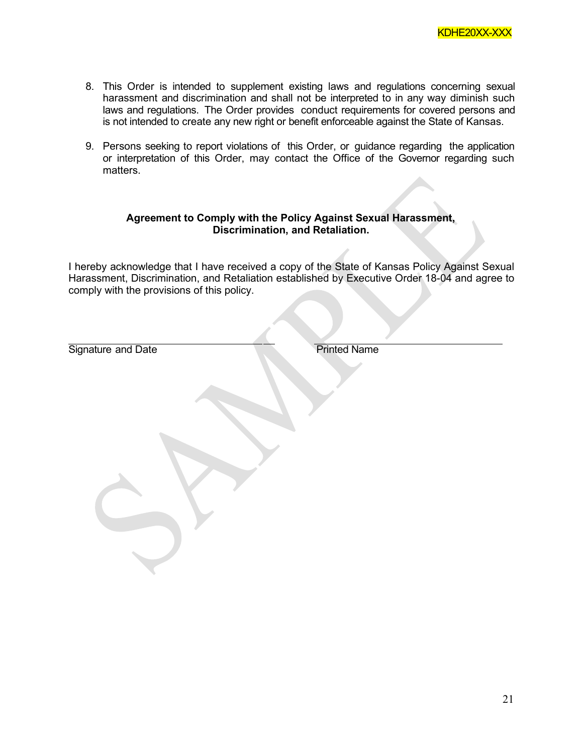8. This Order is intended to supplement existing laws and regulations concerning sexual harassment and discrimination and shall not be interpreted to in any way diminish such laws and regulations. The Order provides conduct requirements for covered persons and is not intended to create any new right or benefit enforceable against the State of Kansas.

9. Persons seeking to report violations of this Order, or guidance regarding the application or interpretation of this Order, may contact the Office of the Governor regarding such matters.

**Agreement to Comply with the Policy Against Sexual Harassment, Discrimination, and Retaliation.**

I hereby acknowledge that I have received a copy of the State of Kansas Policy Against Sexual Harassment, Discrimination, and Retaliation established by Executive Order 18-04 and agree to comply with the provisions of this policy.

| | |
|---|---|
| ______________________________ | ______________________________ |
| Signature and Date | Printed Name |